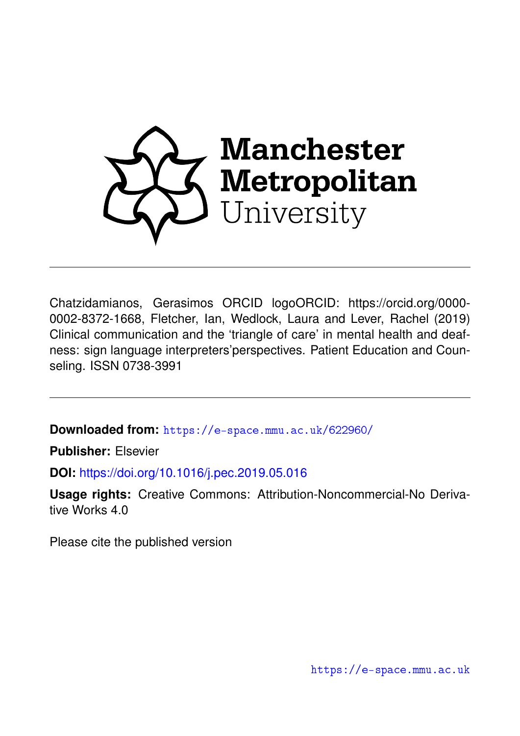Manchester Metropolitan University

Chatzidamianos, Gerasimos ORCID logoORCID: https://orcid.org/0000-0002-8372-1668, Fletcher, Ian, Wedlock, Laura and Lever, Rachel (2019) Clinical communication and the 'triangle of care' in mental health and deafness: sign language interpreters'perspectives. Patient Education and Counseling. ISSN 0738-3991

**Downloaded from:** https://e-space.mmu.ac.uk/622960/

**Publisher:** Elsevier

**DOI:** https://doi.org/10.1016/j.pec.2019.05.016

**Usage rights:** Creative Commons: Attribution-Noncommercial-No Derivative Works 4.0

Please cite the published version

https://e-space.mmu.ac.uk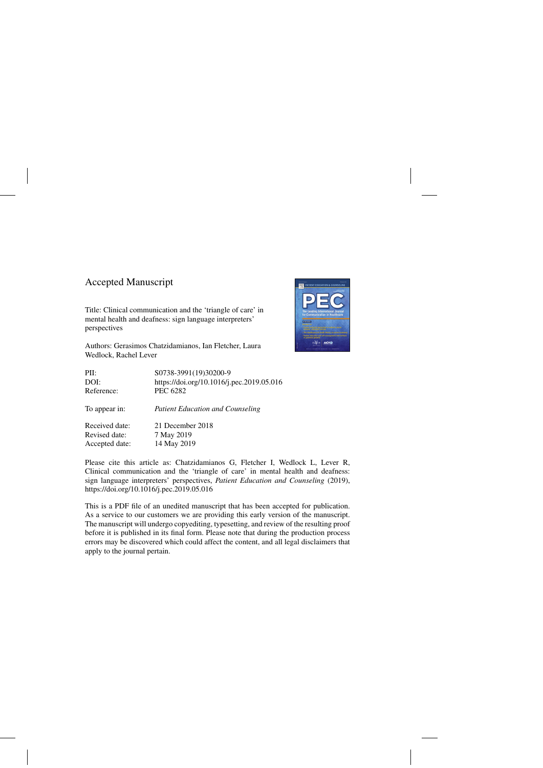Accepted Manuscript

Title: Clinical communication and the 'triangle of care' in mental health and deafness: sign language interpreters' perspectives

Authors: Gerasimos Chatzidamianos, Ian Fletcher, Laura Wedlock, Rachel Lever

| | |
|---|---|
| PII: | S0738-3991(19)30200-9 |
| DOI: | https://doi.org/10.1016/j.pec.2019.05.016 |
| Reference: | PEC 6282 |
| To appear in: | *Patient Education and Counseling* |
| Received date: | 21 December 2018 |
| Revised date: | 7 May 2019 |
| Accepted date: | 14 May 2019 |

Please cite this article as: Chatzidamianos G, Fletcher I, Wedlock L, Lever R, Clinical communication and the 'triangle of care' in mental health and deafness: sign language interpreters' perspectives, *Patient Education and Counseling* (2019), https://doi.org/10.1016/j.pec.2019.05.016

This is a PDF file of an unedited manuscript that has been accepted for publication. As a service to our customers we are providing this early version of the manuscript. The manuscript will undergo copyediting, typesetting, and review of the resulting proof before it is published in its final form. Please note that during the production process errors may be discovered which could affect the content, and all legal disclaimers that apply to the journal pertain.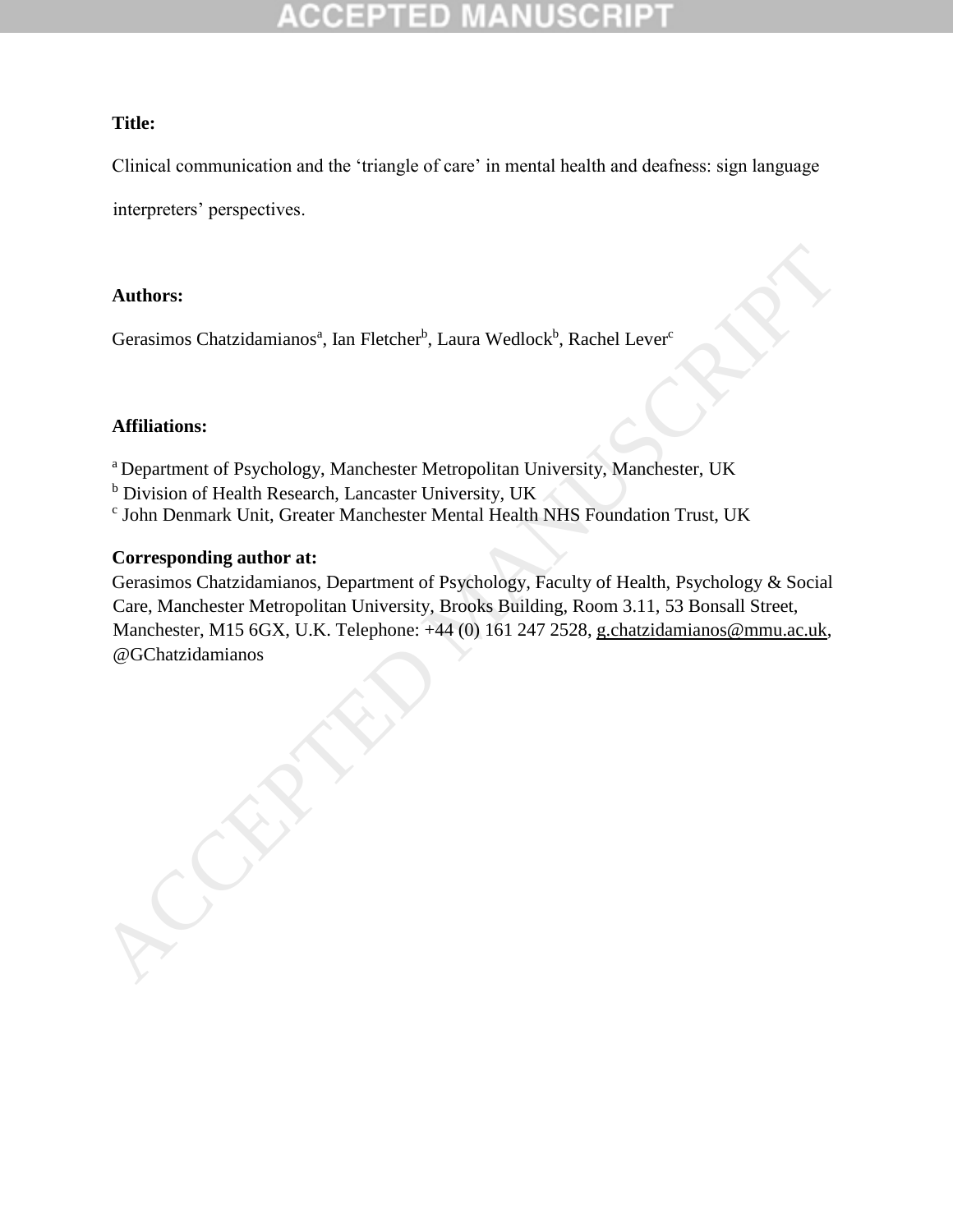**Title:**

Clinical communication and the 'triangle of care' in mental health and deafness: sign language interpreters' perspectives.

**Authors:**

Gerasimos Chatzidamianos[a], Ian Fletcher[b], Laura Wedlock[b], Rachel Lever[c]

**Affiliations:**

[a] Department of Psychology, Manchester Metropolitan University, Manchester, UK
[b] Division of Health Research, Lancaster University, UK
[c] John Denmark Unit, Greater Manchester Mental Health NHS Foundation Trust, UK

**Corresponding author at:**

Gerasimos Chatzidamianos, Department of Psychology, Faculty of Health, Psychology & Social Care, Manchester Metropolitan University, Brooks Building, Room 3.11, 53 Bonsall Street, Manchester, M15 6GX, U.K. Telephone: +44 (0) 161 247 2528, g.chatzidamianos@mmu.ac.uk, @GChatzidamianos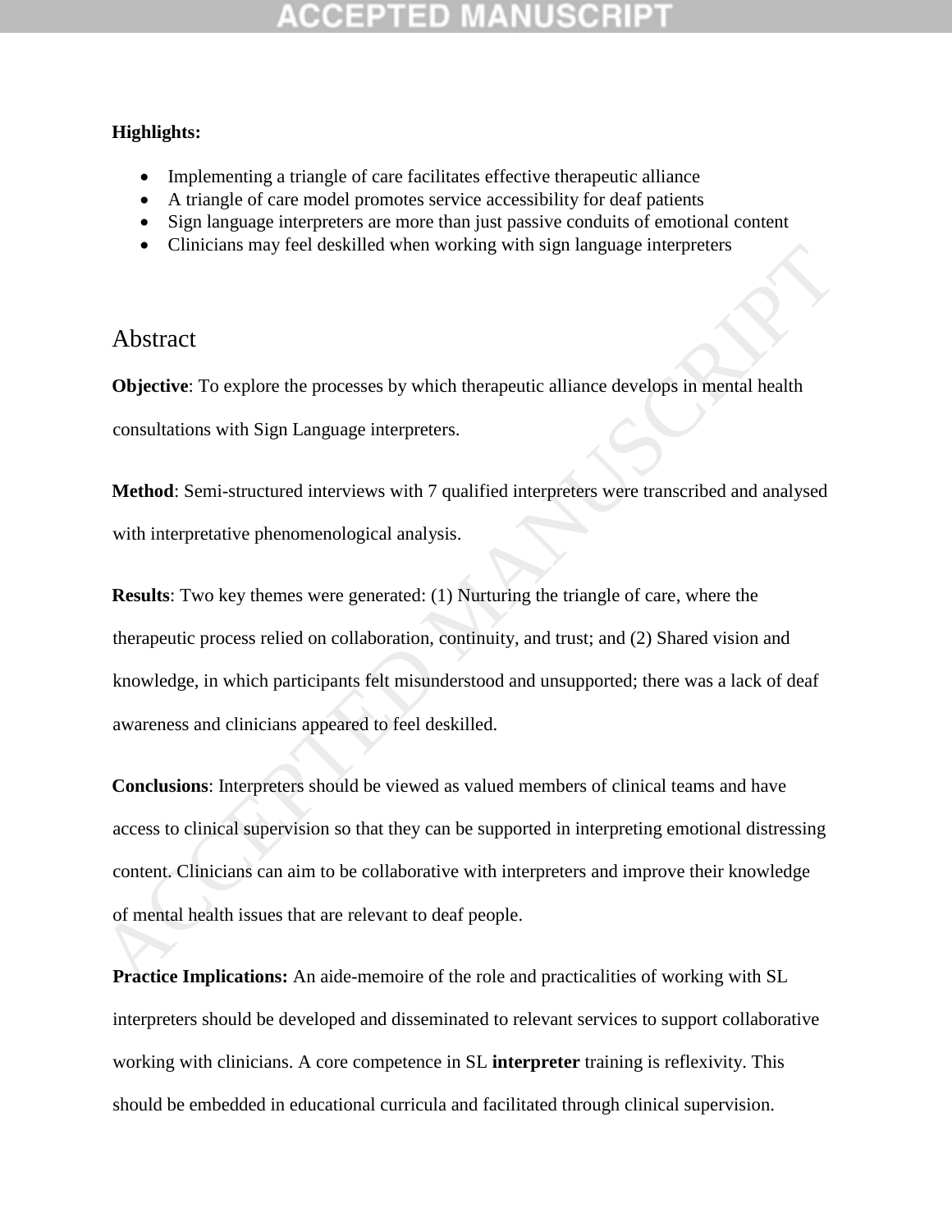**Highlights:**

- Implementing a triangle of care facilitates effective therapeutic alliance
- A triangle of care model promotes service accessibility for deaf patients
- Sign language interpreters are more than just passive conduits of emotional content
- Clinicians may feel deskilled when working with sign language interpreters

## Abstract

**Objective**: To explore the processes by which therapeutic alliance develops in mental health consultations with Sign Language interpreters.

**Method**: Semi-structured interviews with 7 qualified interpreters were transcribed and analysed with interpretative phenomenological analysis.

**Results**: Two key themes were generated: (1) Nurturing the triangle of care, where the therapeutic process relied on collaboration, continuity, and trust; and (2) Shared vision and knowledge, in which participants felt misunderstood and unsupported; there was a lack of deaf awareness and clinicians appeared to feel deskilled.

**Conclusions**: Interpreters should be viewed as valued members of clinical teams and have access to clinical supervision so that they can be supported in interpreting emotional distressing content. Clinicians can aim to be collaborative with interpreters and improve their knowledge of mental health issues that are relevant to deaf people.

**Practice Implications:** An aide-memoire of the role and practicalities of working with SL interpreters should be developed and disseminated to relevant services to support collaborative working with clinicians. A core competence in SL **interpreter** training is reflexivity. This should be embedded in educational curricula and facilitated through clinical supervision.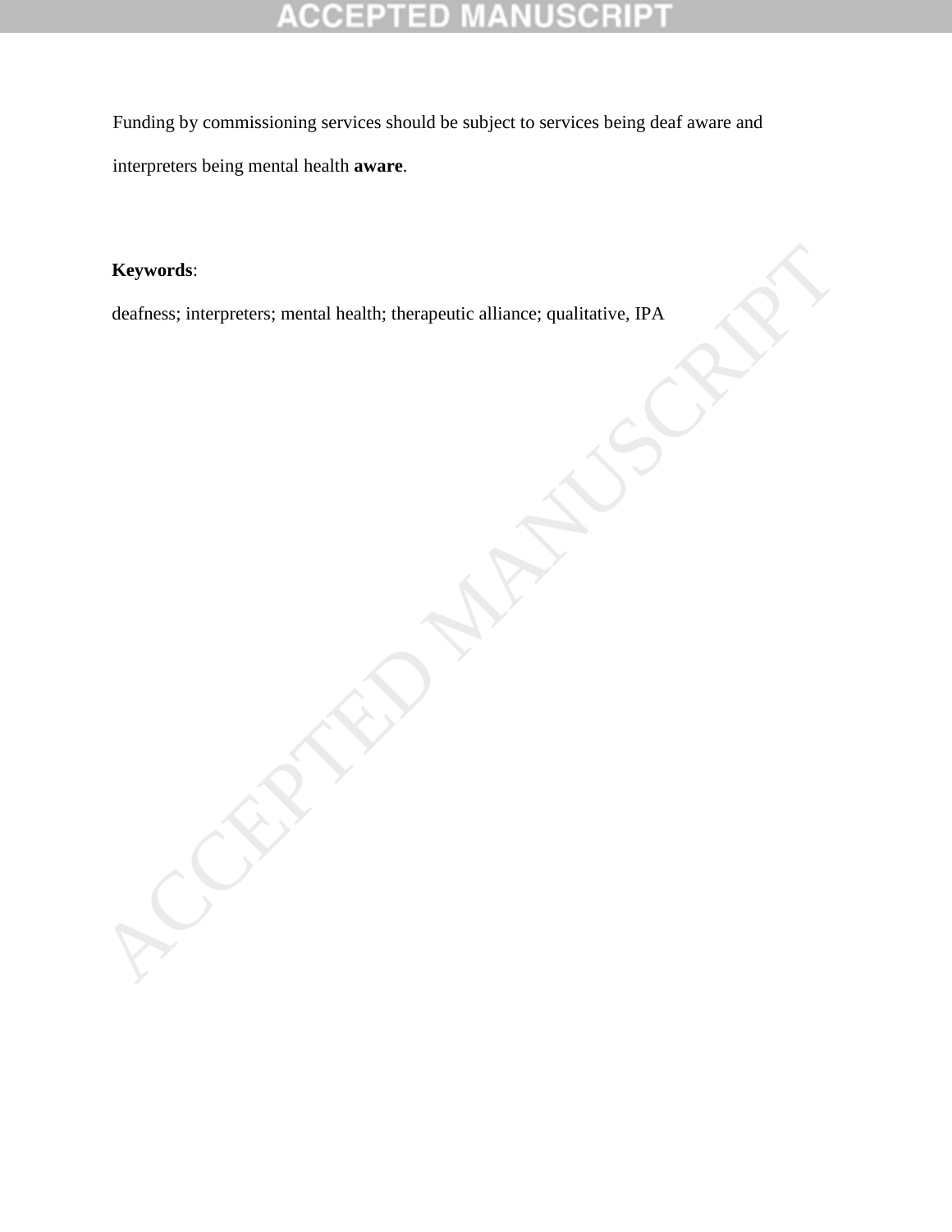Funding by commissioning services should be subject to services being deaf aware and interpreters being mental health **aware**.

**Keywords**:

deafness; interpreters; mental health; therapeutic alliance; qualitative, IPA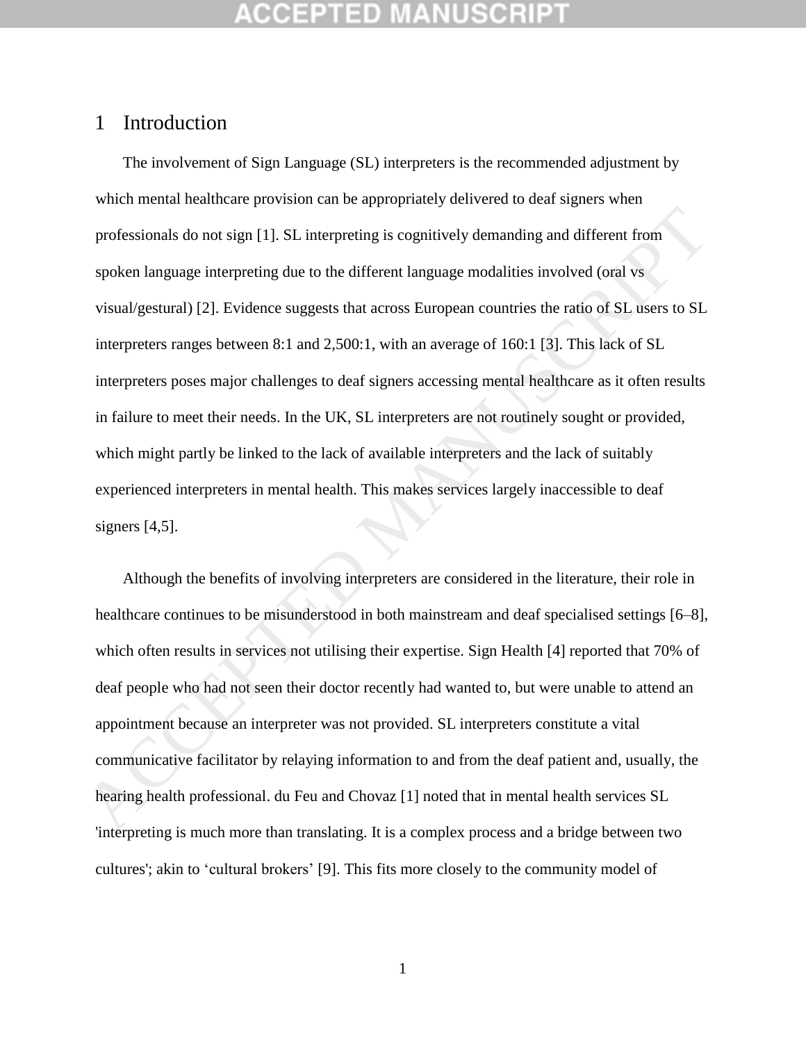# 1 Introduction

The involvement of Sign Language (SL) interpreters is the recommended adjustment by which mental healthcare provision can be appropriately delivered to deaf signers when professionals do not sign [1]. SL interpreting is cognitively demanding and different from spoken language interpreting due to the different language modalities involved (oral vs visual/gestural) [2]. Evidence suggests that across European countries the ratio of SL users to SL interpreters ranges between 8:1 and 2,500:1, with an average of 160:1 [3]. This lack of SL interpreters poses major challenges to deaf signers accessing mental healthcare as it often results in failure to meet their needs. In the UK, SL interpreters are not routinely sought or provided, which might partly be linked to the lack of available interpreters and the lack of suitably experienced interpreters in mental health. This makes services largely inaccessible to deaf signers [4,5].

Although the benefits of involving interpreters are considered in the literature, their role in healthcare continues to be misunderstood in both mainstream and deaf specialised settings [6–8], which often results in services not utilising their expertise. Sign Health [4] reported that 70% of deaf people who had not seen their doctor recently had wanted to, but were unable to attend an appointment because an interpreter was not provided. SL interpreters constitute a vital communicative facilitator by relaying information to and from the deaf patient and, usually, the hearing health professional. du Feu and Chovaz [1] noted that in mental health services SL 'interpreting is much more than translating. It is a complex process and a bridge between two cultures'; akin to 'cultural brokers' [9]. This fits more closely to the community model of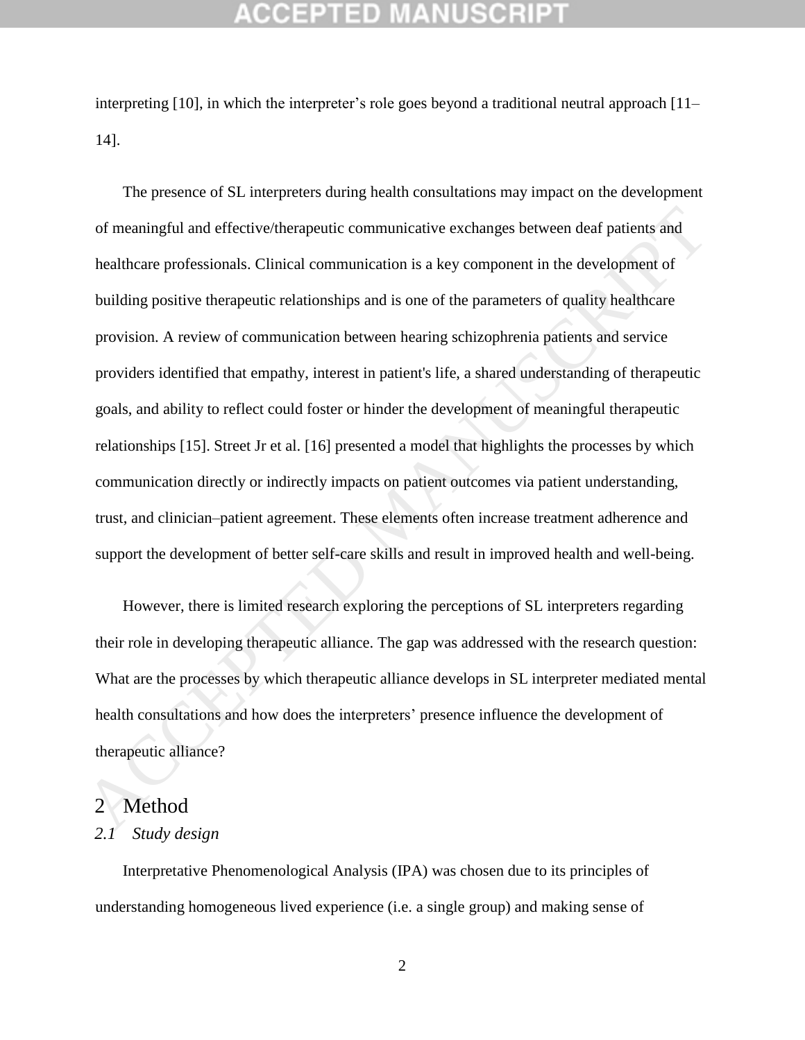interpreting [10], in which the interpreter's role goes beyond a traditional neutral approach [11–14].

The presence of SL interpreters during health consultations may impact on the development of meaningful and effective/therapeutic communicative exchanges between deaf patients and healthcare professionals. Clinical communication is a key component in the development of building positive therapeutic relationships and is one of the parameters of quality healthcare provision. A review of communication between hearing schizophrenia patients and service providers identified that empathy, interest in patient's life, a shared understanding of therapeutic goals, and ability to reflect could foster or hinder the development of meaningful therapeutic relationships [15]. Street Jr et al. [16] presented a model that highlights the processes by which communication directly or indirectly impacts on patient outcomes via patient understanding, trust, and clinician–patient agreement. These elements often increase treatment adherence and support the development of better self-care skills and result in improved health and well-being.

However, there is limited research exploring the perceptions of SL interpreters regarding their role in developing therapeutic alliance. The gap was addressed with the research question: What are the processes by which therapeutic alliance develops in SL interpreter mediated mental health consultations and how does the interpreters' presence influence the development of therapeutic alliance?

# 2 Method

## *2.1 Study design*

Interpretative Phenomenological Analysis (IPA) was chosen due to its principles of understanding homogeneous lived experience (i.e. a single group) and making sense of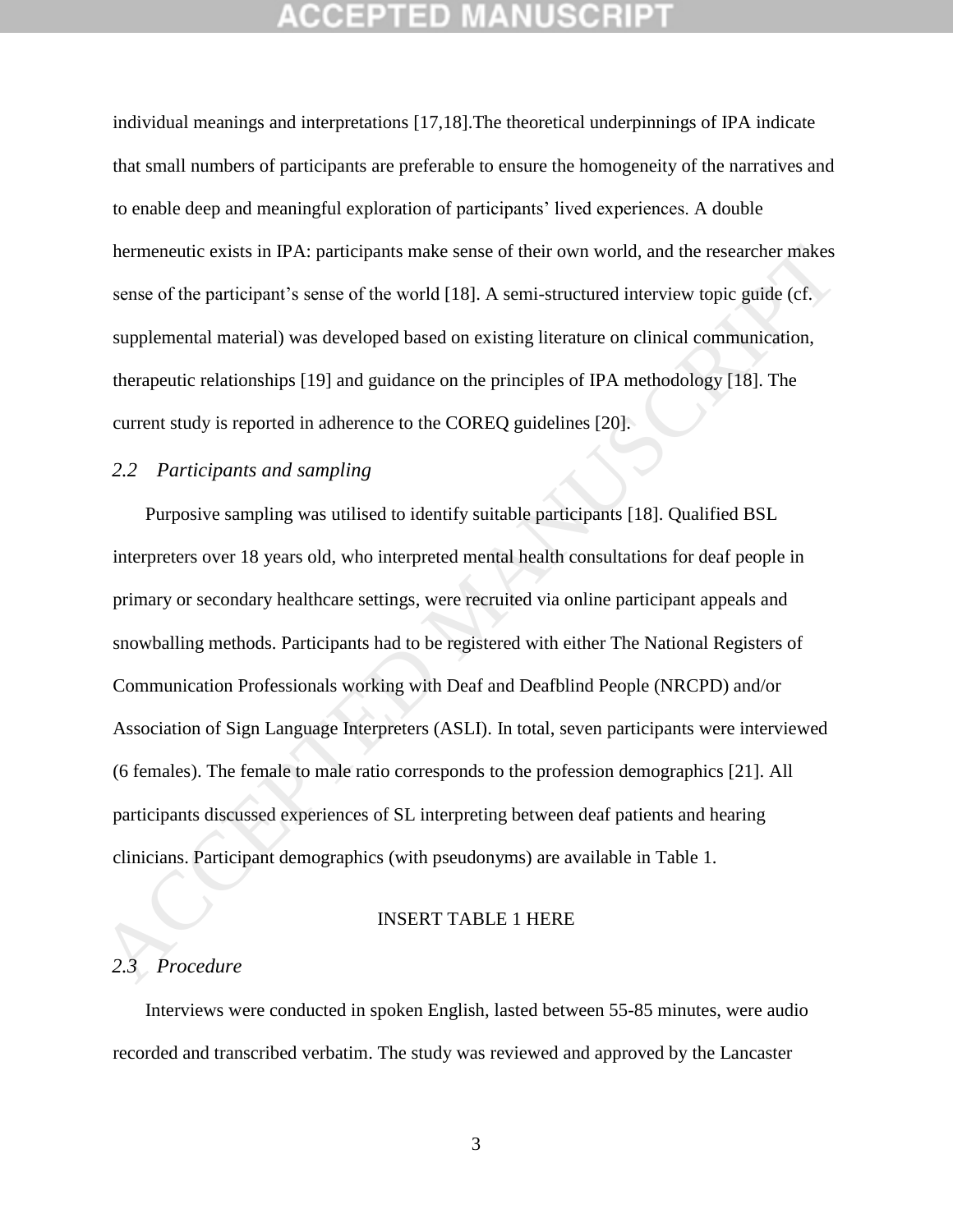individual meanings and interpretations [17,18].The theoretical underpinnings of IPA indicate that small numbers of participants are preferable to ensure the homogeneity of the narratives and to enable deep and meaningful exploration of participants' lived experiences. A double hermeneutic exists in IPA: participants make sense of their own world, and the researcher makes sense of the participant's sense of the world [18]. A semi-structured interview topic guide (cf. supplemental material) was developed based on existing literature on clinical communication, therapeutic relationships [19] and guidance on the principles of IPA methodology [18]. The current study is reported in adherence to the COREQ guidelines [20].

### *2.2 Participants and sampling*

Purposive sampling was utilised to identify suitable participants [18]. Qualified BSL interpreters over 18 years old, who interpreted mental health consultations for deaf people in primary or secondary healthcare settings, were recruited via online participant appeals and snowballing methods. Participants had to be registered with either The National Registers of Communication Professionals working with Deaf and Deafblind People (NRCPD) and/or Association of Sign Language Interpreters (ASLI). In total, seven participants were interviewed (6 females). The female to male ratio corresponds to the profession demographics [21]. All participants discussed experiences of SL interpreting between deaf patients and hearing clinicians. Participant demographics (with pseudonyms) are available in Table 1.

INSERT TABLE 1 HERE

### *2.3 Procedure*

Interviews were conducted in spoken English, lasted between 55-85 minutes, were audio recorded and transcribed verbatim. The study was reviewed and approved by the Lancaster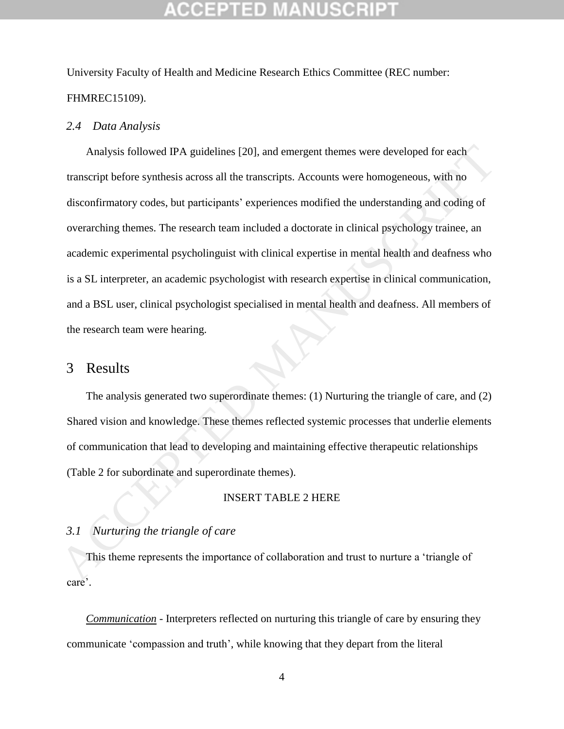University Faculty of Health and Medicine Research Ethics Committee (REC number: FHMREC15109).

### *2.4 Data Analysis*

Analysis followed IPA guidelines [20], and emergent themes were developed for each transcript before synthesis across all the transcripts. Accounts were homogeneous, with no disconfirmatory codes, but participants' experiences modified the understanding and coding of overarching themes. The research team included a doctorate in clinical psychology trainee, an academic experimental psycholinguist with clinical expertise in mental health and deafness who is a SL interpreter, an academic psychologist with research expertise in clinical communication, and a BSL user, clinical psychologist specialised in mental health and deafness. All members of the research team were hearing.

## 3 Results

The analysis generated two superordinate themes: (1) Nurturing the triangle of care, and (2) Shared vision and knowledge. These themes reflected systemic processes that underlie elements of communication that lead to developing and maintaining effective therapeutic relationships (Table 2 for subordinate and superordinate themes).

INSERT TABLE 2 HERE

### *3.1 Nurturing the triangle of care*

This theme represents the importance of collaboration and trust to nurture a 'triangle of care'.

*Communication* - Interpreters reflected on nurturing this triangle of care by ensuring they communicate 'compassion and truth', while knowing that they depart from the literal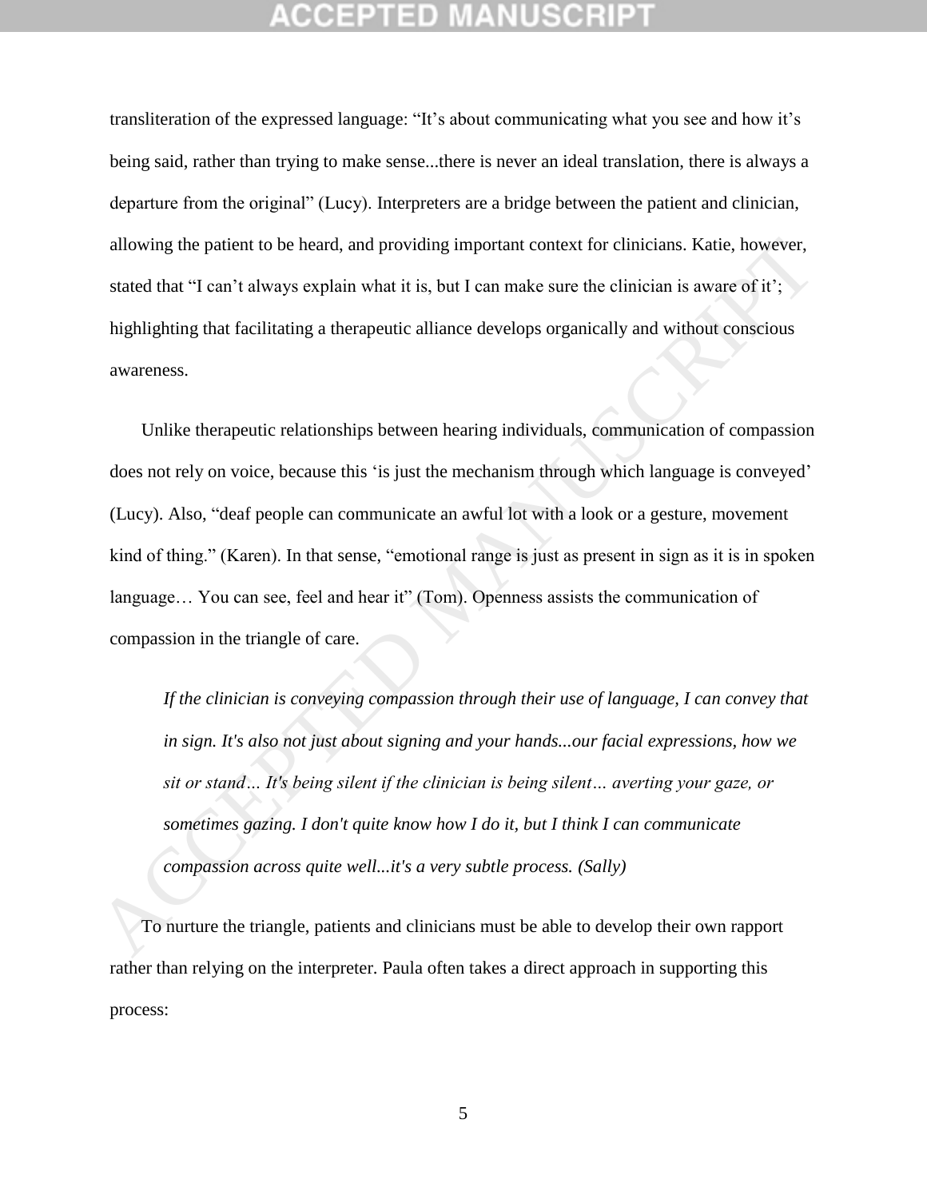transliteration of the expressed language: "It's about communicating what you see and how it's being said, rather than trying to make sense...there is never an ideal translation, there is always a departure from the original" (Lucy). Interpreters are a bridge between the patient and clinician, allowing the patient to be heard, and providing important context for clinicians. Katie, however, stated that "I can't always explain what it is, but I can make sure the clinician is aware of it'; highlighting that facilitating a therapeutic alliance develops organically and without conscious awareness.

Unlike therapeutic relationships between hearing individuals, communication of compassion does not rely on voice, because this 'is just the mechanism through which language is conveyed' (Lucy). Also, "deaf people can communicate an awful lot with a look or a gesture, movement kind of thing." (Karen). In that sense, "emotional range is just as present in sign as it is in spoken language… You can see, feel and hear it" (Tom). Openness assists the communication of compassion in the triangle of care.

> *If the clinician is conveying compassion through their use of language, I can convey that in sign. It's also not just about signing and your hands...our facial expressions, how we sit or stand… It's being silent if the clinician is being silent… averting your gaze, or sometimes gazing. I don't quite know how I do it, but I think I can communicate compassion across quite well...it's a very subtle process. (Sally)*

To nurture the triangle, patients and clinicians must be able to develop their own rapport rather than relying on the interpreter. Paula often takes a direct approach in supporting this process: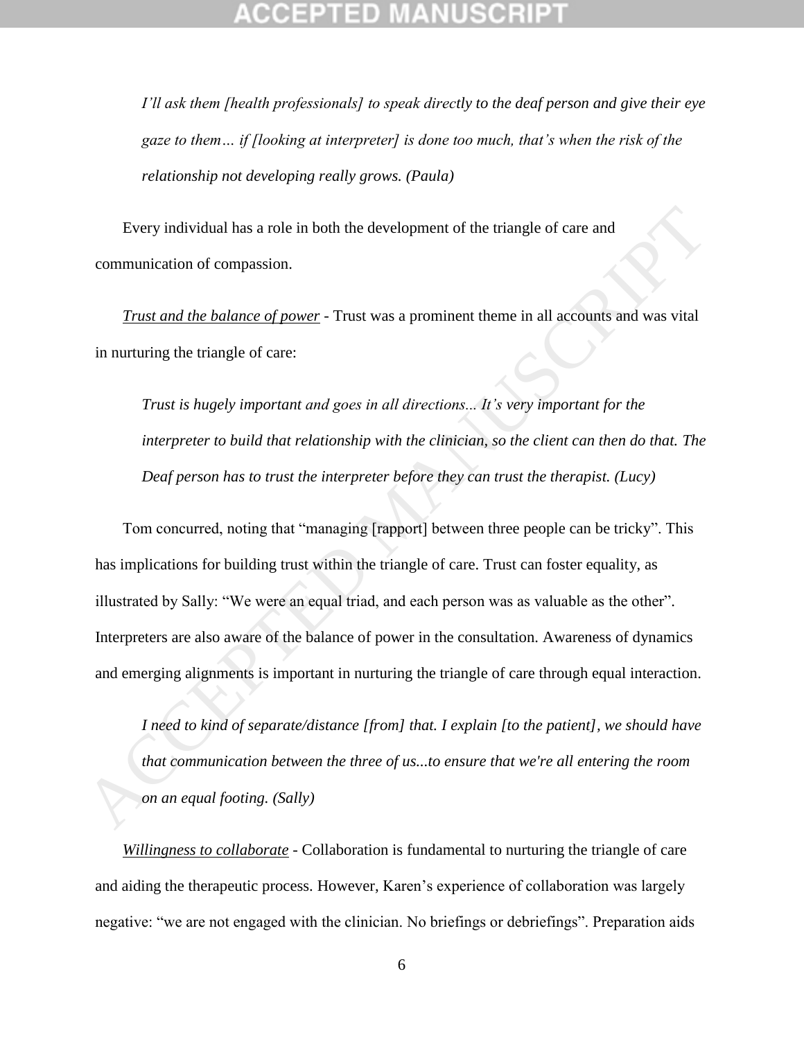*I'll ask them [health professionals] to speak directly to the deaf person and give their eye gaze to them… if [looking at interpreter] is done too much, that's when the risk of the relationship not developing really grows. (Paula)*

Every individual has a role in both the development of the triangle of care and communication of compassion.

<u>Trust and the balance of power</u> - Trust was a prominent theme in all accounts and was vital in nurturing the triangle of care:

*Trust is hugely important and goes in all directions... It's very important for the interpreter to build that relationship with the clinician, so the client can then do that. The Deaf person has to trust the interpreter before they can trust the therapist. (Lucy)*

Tom concurred, noting that "managing [rapport] between three people can be tricky". This has implications for building trust within the triangle of care. Trust can foster equality, as illustrated by Sally: "We were an equal triad, and each person was as valuable as the other". Interpreters are also aware of the balance of power in the consultation. Awareness of dynamics and emerging alignments is important in nurturing the triangle of care through equal interaction.

*I need to kind of separate/distance [from] that. I explain [to the patient], we should have that communication between the three of us...to ensure that we're all entering the room on an equal footing. (Sally)*

<u>Willingness to collaborate</u> - Collaboration is fundamental to nurturing the triangle of care and aiding the therapeutic process. However, Karen's experience of collaboration was largely negative: "we are not engaged with the clinician. No briefings or debriefings". Preparation aids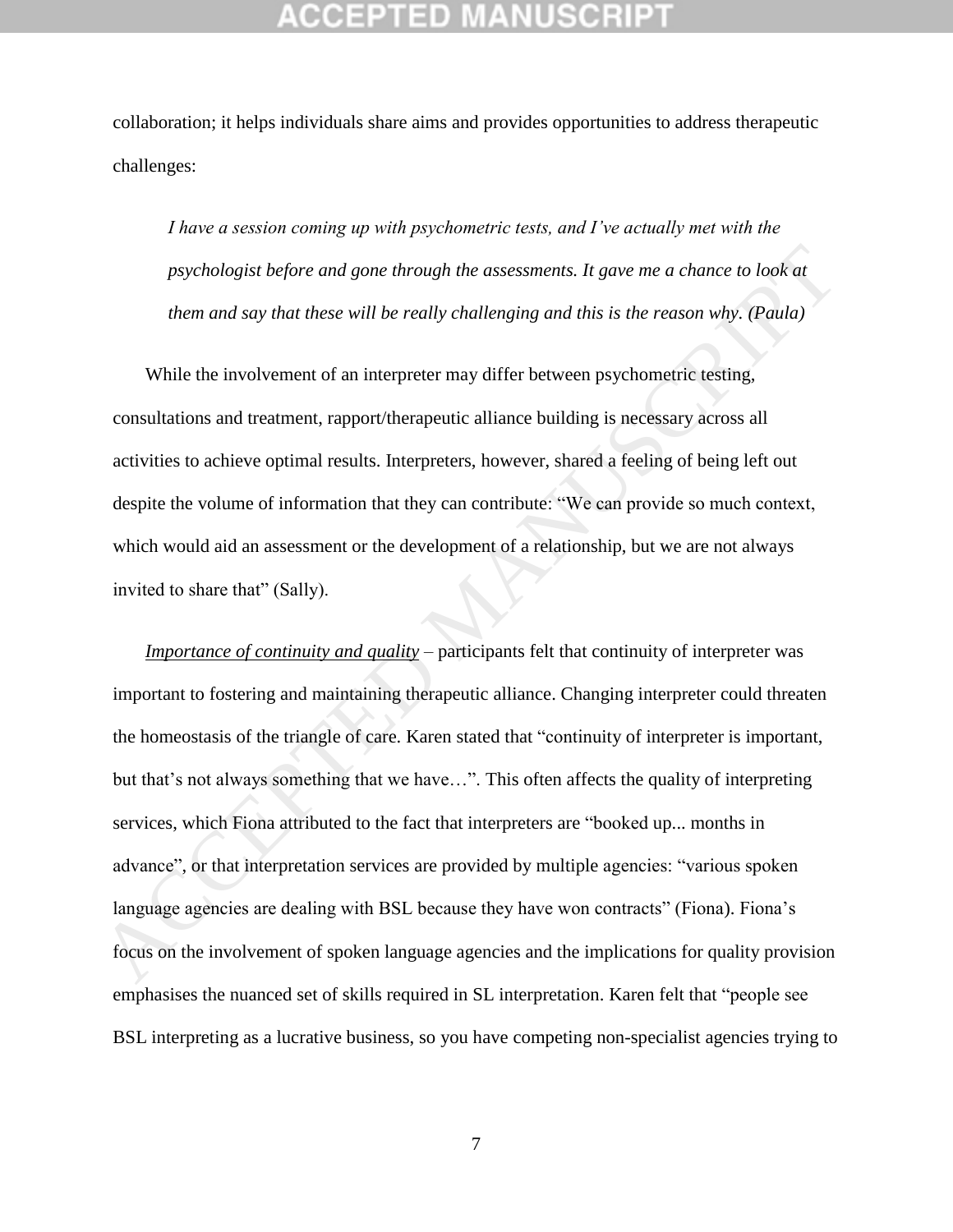collaboration; it helps individuals share aims and provides opportunities to address therapeutic challenges:

> *I have a session coming up with psychometric tests, and I've actually met with the psychologist before and gone through the assessments. It gave me a chance to look at them and say that these will be really challenging and this is the reason why. (Paula)*

While the involvement of an interpreter may differ between psychometric testing, consultations and treatment, rapport/therapeutic alliance building is necessary across all activities to achieve optimal results. Interpreters, however, shared a feeling of being left out despite the volume of information that they can contribute: "We can provide so much context, which would aid an assessment or the development of a relationship, but we are not always invited to share that" (Sally).

<u>*Importance of continuity and quality*</u> – participants felt that continuity of interpreter was important to fostering and maintaining therapeutic alliance. Changing interpreter could threaten the homeostasis of the triangle of care. Karen stated that "continuity of interpreter is important, but that's not always something that we have…". This often affects the quality of interpreting services, which Fiona attributed to the fact that interpreters are "booked up... months in advance", or that interpretation services are provided by multiple agencies: "various spoken language agencies are dealing with BSL because they have won contracts" (Fiona). Fiona's focus on the involvement of spoken language agencies and the implications for quality provision emphasises the nuanced set of skills required in SL interpretation. Karen felt that "people see BSL interpreting as a lucrative business, so you have competing non-specialist agencies trying to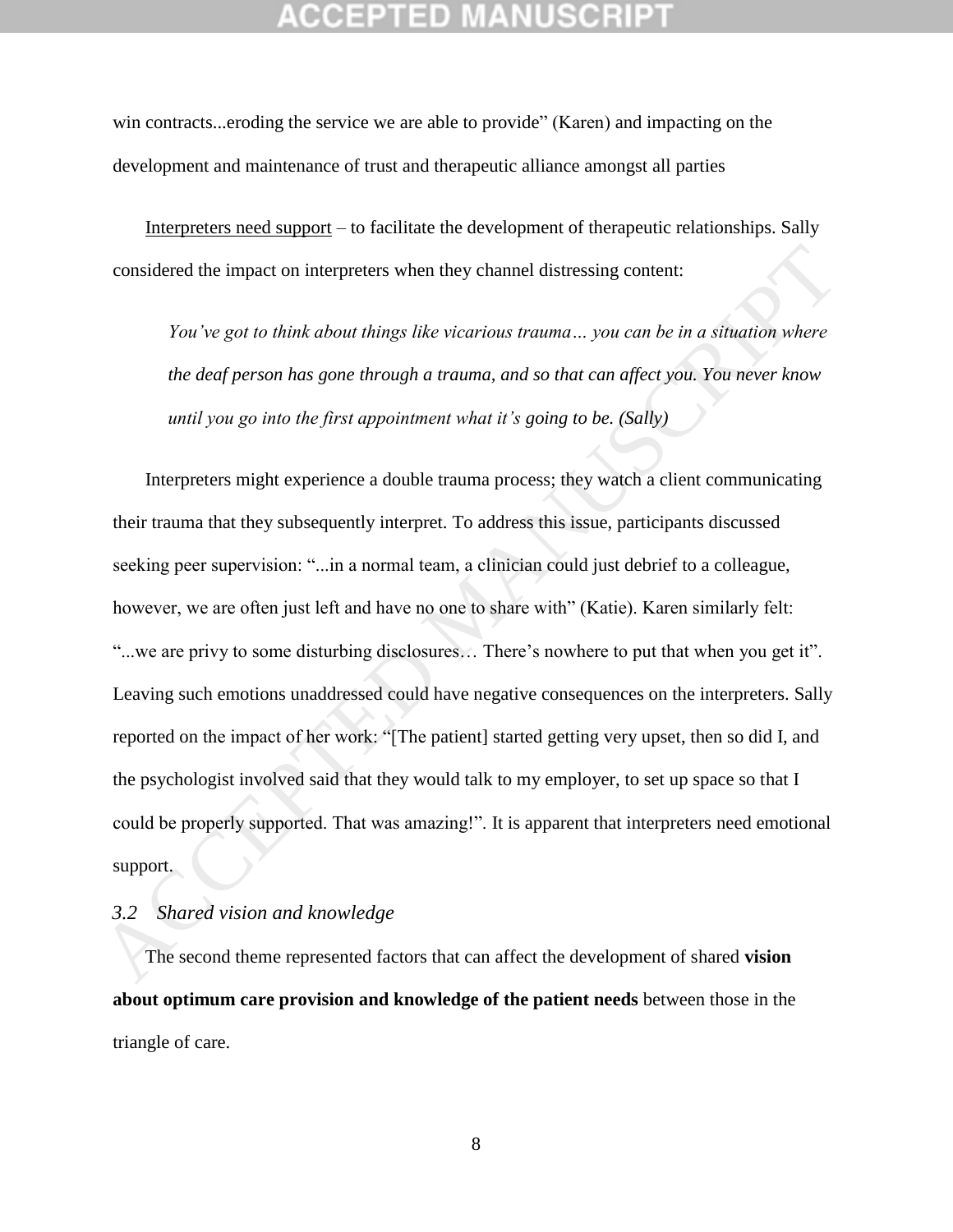win contracts...eroding the service we are able to provide" (Karen) and impacting on the development and maintenance of trust and therapeutic alliance amongst all parties

Interpreters need support – to facilitate the development of therapeutic relationships. Sally considered the impact on interpreters when they channel distressing content:

> *You've got to think about things like vicarious trauma… you can be in a situation where the deaf person has gone through a trauma, and so that can affect you. You never know until you go into the first appointment what it's going to be. (Sally)*

Interpreters might experience a double trauma process; they watch a client communicating their trauma that they subsequently interpret. To address this issue, participants discussed seeking peer supervision: "...in a normal team, a clinician could just debrief to a colleague, however, we are often just left and have no one to share with" (Katie). Karen similarly felt: "...we are privy to some disturbing disclosures… There's nowhere to put that when you get it". Leaving such emotions unaddressed could have negative consequences on the interpreters. Sally reported on the impact of her work: "[The patient] started getting very upset, then so did I, and the psychologist involved said that they would talk to my employer, to set up space so that I could be properly supported. That was amazing!". It is apparent that interpreters need emotional support.

### 3.2 Shared vision and knowledge

The second theme represented factors that can affect the development of shared **vision about optimum care provision and knowledge of the patient needs** between those in the triangle of care.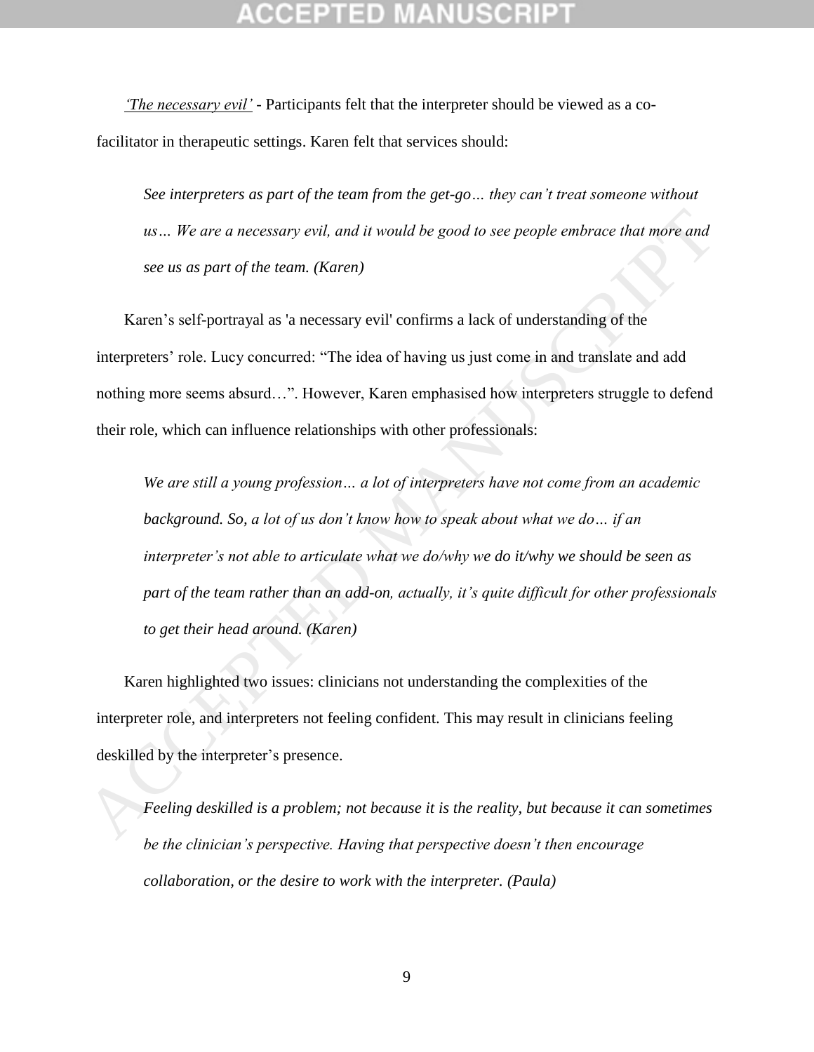*'The necessary evil'* - Participants felt that the interpreter should be viewed as a co-facilitator in therapeutic settings. Karen felt that services should:

> *See interpreters as part of the team from the get-go… they can't treat someone without us… We are a necessary evil, and it would be good to see people embrace that more and see us as part of the team. (Karen)*

Karen's self-portrayal as 'a necessary evil' confirms a lack of understanding of the interpreters' role. Lucy concurred: "The idea of having us just come in and translate and add nothing more seems absurd…". However, Karen emphasised how interpreters struggle to defend their role, which can influence relationships with other professionals:

> *We are still a young profession… a lot of interpreters have not come from an academic background. So, a lot of us don't know how to speak about what we do… if an interpreter's not able to articulate what we do/why we do it/why we should be seen as part of the team rather than an add-on, actually, it's quite difficult for other professionals to get their head around. (Karen)*

Karen highlighted two issues: clinicians not understanding the complexities of the interpreter role, and interpreters not feeling confident. This may result in clinicians feeling deskilled by the interpreter's presence.

> *Feeling deskilled is a problem; not because it is the reality, but because it can sometimes be the clinician's perspective. Having that perspective doesn't then encourage collaboration, or the desire to work with the interpreter. (Paula)*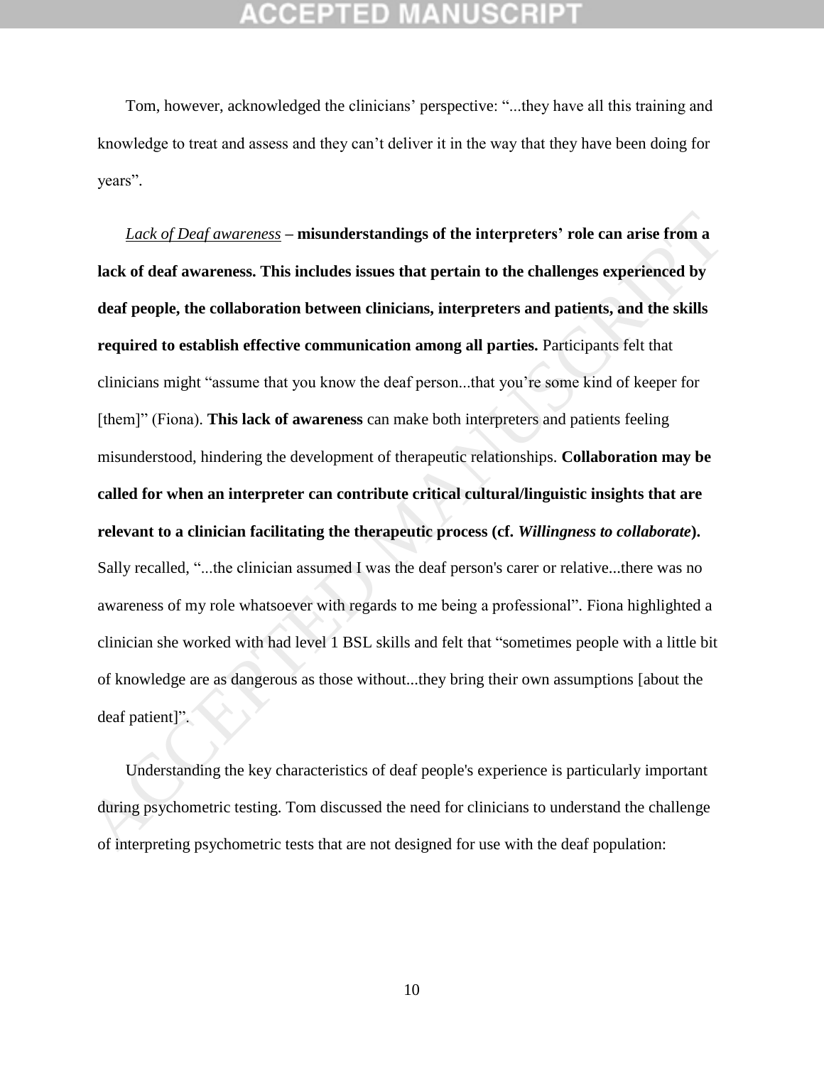Tom, however, acknowledged the clinicians' perspective: "...they have all this training and knowledge to treat and assess and they can't deliver it in the way that they have been doing for years".

<u>Lack of Deaf awareness</u> – **misunderstandings of the interpreters' role can arise from a lack of deaf awareness. This includes issues that pertain to the challenges experienced by deaf people, the collaboration between clinicians, interpreters and patients, and the skills required to establish effective communication among all parties.** Participants felt that clinicians might "assume that you know the deaf person...that you're some kind of keeper for [them]" (Fiona). **This lack of awareness** can make both interpreters and patients feeling misunderstood, hindering the development of therapeutic relationships. **Collaboration may be called for when an interpreter can contribute critical cultural/linguistic insights that are relevant to a clinician facilitating the therapeutic process (cf. *Willingness to collaborate*).** Sally recalled, "...the clinician assumed I was the deaf person's carer or relative...there was no awareness of my role whatsoever with regards to me being a professional". Fiona highlighted a clinician she worked with had level 1 BSL skills and felt that "sometimes people with a little bit of knowledge are as dangerous as those without...they bring their own assumptions [about the deaf patient]".

Understanding the key characteristics of deaf people's experience is particularly important during psychometric testing. Tom discussed the need for clinicians to understand the challenge of interpreting psychometric tests that are not designed for use with the deaf population: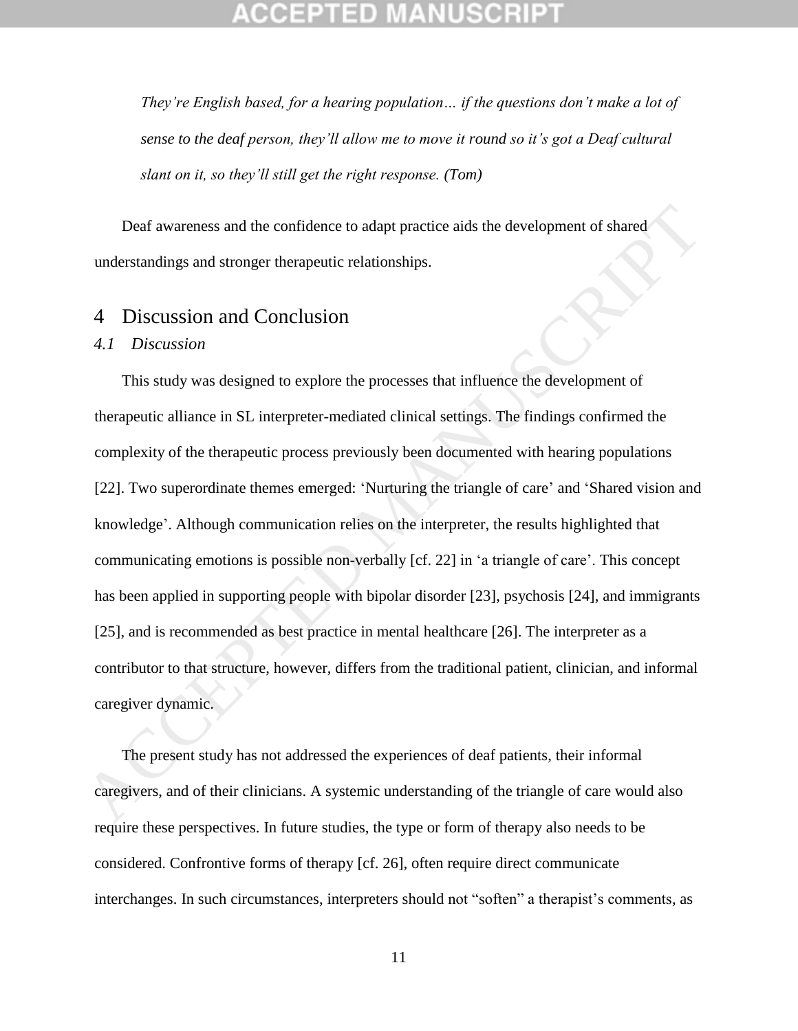*They're English based, for a hearing population… if the questions don't make a lot of sense to the deaf person, they'll allow me to move it round so it's got a Deaf cultural slant on it, so they'll still get the right response.* (Tom)

Deaf awareness and the confidence to adapt practice aids the development of shared understandings and stronger therapeutic relationships.

# 4 Discussion and Conclusion

## *4.1 Discussion*

This study was designed to explore the processes that influence the development of therapeutic alliance in SL interpreter-mediated clinical settings. The findings confirmed the complexity of the therapeutic process previously been documented with hearing populations [22]. Two superordinate themes emerged: 'Nurturing the triangle of care' and 'Shared vision and knowledge'. Although communication relies on the interpreter, the results highlighted that communicating emotions is possible non-verbally [cf. 22] in 'a triangle of care'. This concept has been applied in supporting people with bipolar disorder [23], psychosis [24], and immigrants [25], and is recommended as best practice in mental healthcare [26]. The interpreter as a contributor to that structure, however, differs from the traditional patient, clinician, and informal caregiver dynamic.

The present study has not addressed the experiences of deaf patients, their informal caregivers, and of their clinicians. A systemic understanding of the triangle of care would also require these perspectives. In future studies, the type or form of therapy also needs to be considered. Confrontive forms of therapy [cf. 26], often require direct communicate interchanges. In such circumstances, interpreters should not "soften" a therapist's comments, as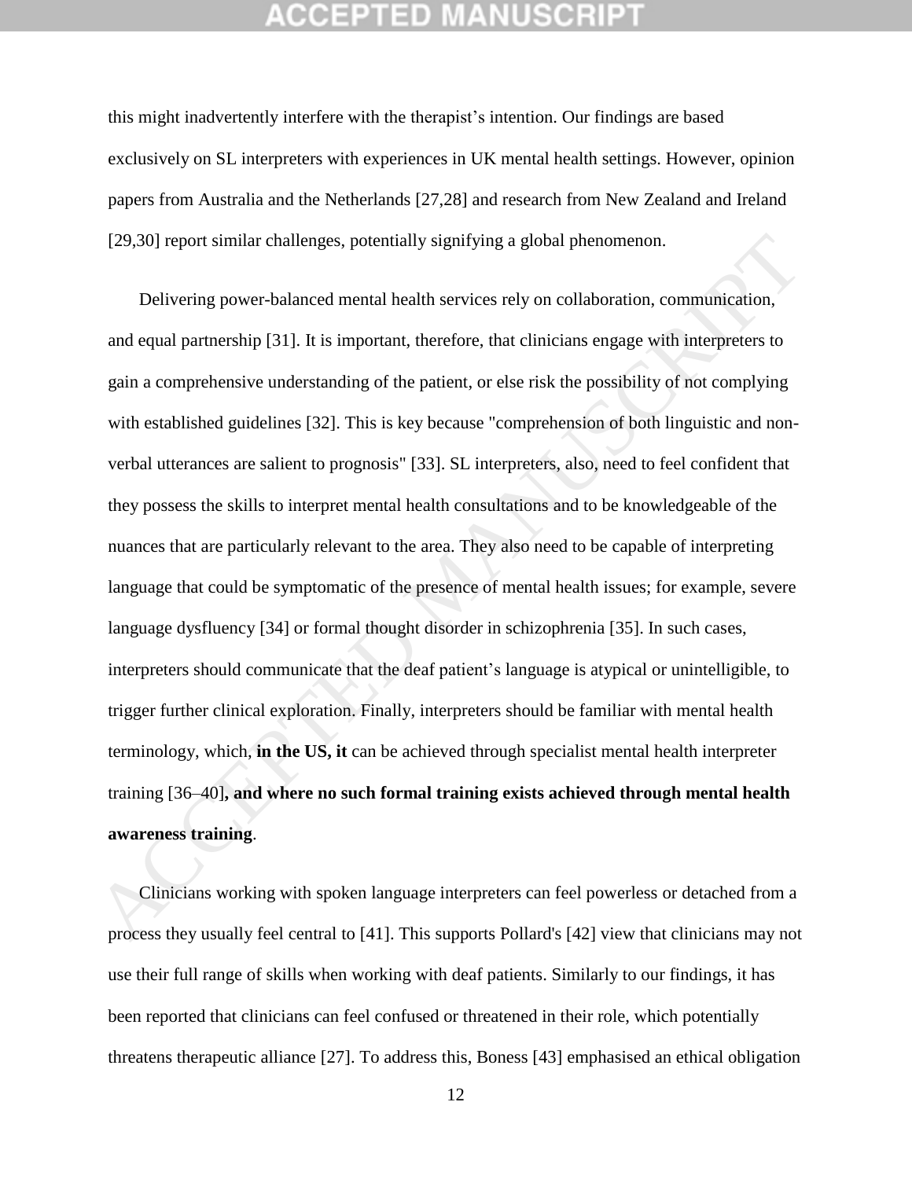this might inadvertently interfere with the therapist's intention. Our findings are based exclusively on SL interpreters with experiences in UK mental health settings. However, opinion papers from Australia and the Netherlands [27,28] and research from New Zealand and Ireland [29,30] report similar challenges, potentially signifying a global phenomenon.

Delivering power-balanced mental health services rely on collaboration, communication, and equal partnership [31]. It is important, therefore, that clinicians engage with interpreters to gain a comprehensive understanding of the patient, or else risk the possibility of not complying with established guidelines [32]. This is key because "comprehension of both linguistic and non-verbal utterances are salient to prognosis" [33]. SL interpreters, also, need to feel confident that they possess the skills to interpret mental health consultations and to be knowledgeable of the nuances that are particularly relevant to the area. They also need to be capable of interpreting language that could be symptomatic of the presence of mental health issues; for example, severe language dysfluency [34] or formal thought disorder in schizophrenia [35]. In such cases, interpreters should communicate that the deaf patient's language is atypical or unintelligible, to trigger further clinical exploration. Finally, interpreters should be familiar with mental health terminology, which, **in the US, it** can be achieved through specialist mental health interpreter training [36–40]**, and where no such formal training exists achieved through mental health awareness training**.

Clinicians working with spoken language interpreters can feel powerless or detached from a process they usually feel central to [41]. This supports Pollard's [42] view that clinicians may not use their full range of skills when working with deaf patients. Similarly to our findings, it has been reported that clinicians can feel confused or threatened in their role, which potentially threatens therapeutic alliance [27]. To address this, Boness [43] emphasised an ethical obligation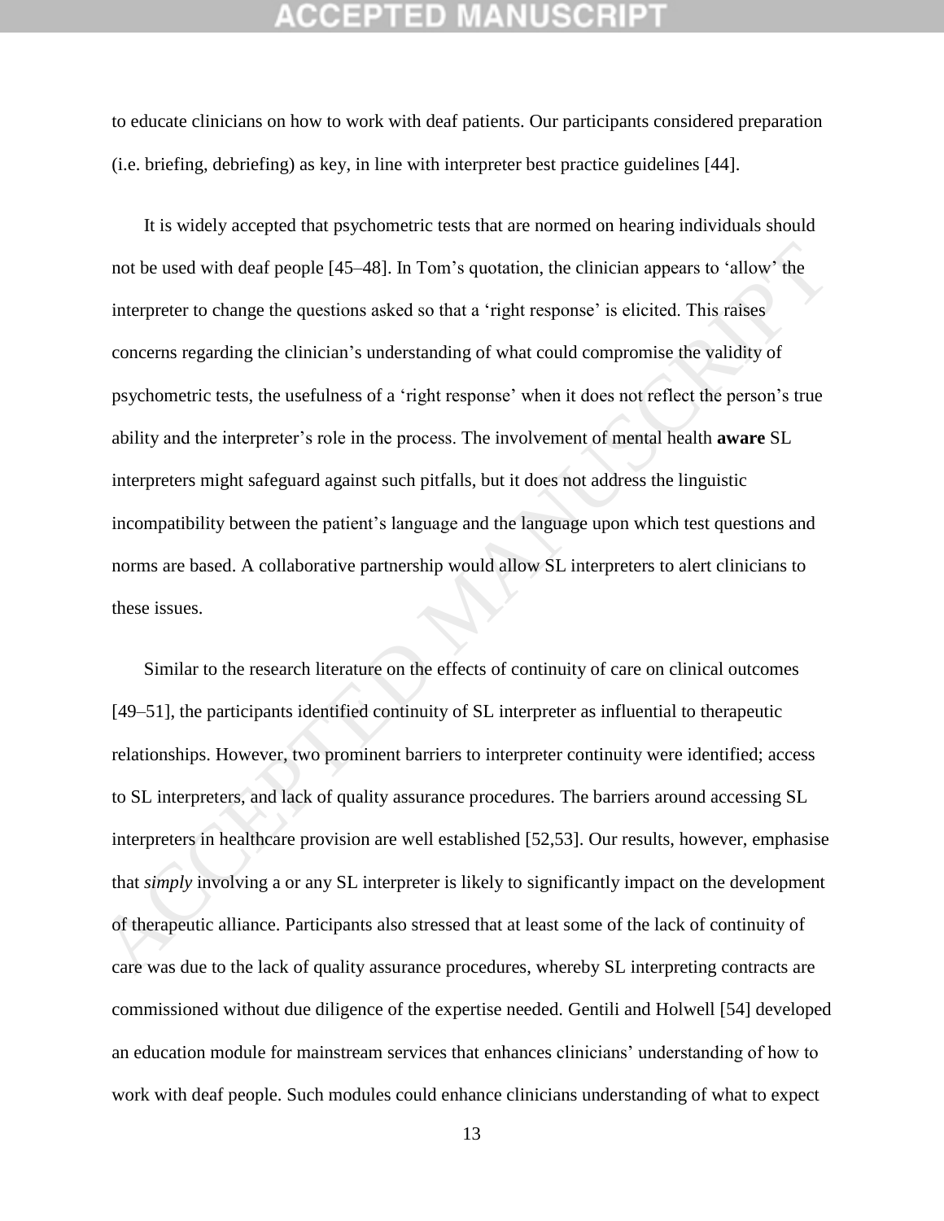to educate clinicians on how to work with deaf patients. Our participants considered preparation (i.e. briefing, debriefing) as key, in line with interpreter best practice guidelines [44].

It is widely accepted that psychometric tests that are normed on hearing individuals should not be used with deaf people [45–48]. In Tom's quotation, the clinician appears to 'allow' the interpreter to change the questions asked so that a 'right response' is elicited. This raises concerns regarding the clinician's understanding of what could compromise the validity of psychometric tests, the usefulness of a 'right response' when it does not reflect the person's true ability and the interpreter's role in the process. The involvement of mental health **aware** SL interpreters might safeguard against such pitfalls, but it does not address the linguistic incompatibility between the patient's language and the language upon which test questions and norms are based. A collaborative partnership would allow SL interpreters to alert clinicians to these issues.

Similar to the research literature on the effects of continuity of care on clinical outcomes [49–51], the participants identified continuity of SL interpreter as influential to therapeutic relationships. However, two prominent barriers to interpreter continuity were identified; access to SL interpreters, and lack of quality assurance procedures. The barriers around accessing SL interpreters in healthcare provision are well established [52,53]. Our results, however, emphasise that *simply* involving a or any SL interpreter is likely to significantly impact on the development of therapeutic alliance. Participants also stressed that at least some of the lack of continuity of care was due to the lack of quality assurance procedures, whereby SL interpreting contracts are commissioned without due diligence of the expertise needed. Gentili and Holwell [54] developed an education module for mainstream services that enhances clinicians' understanding of how to work with deaf people. Such modules could enhance clinicians understanding of what to expect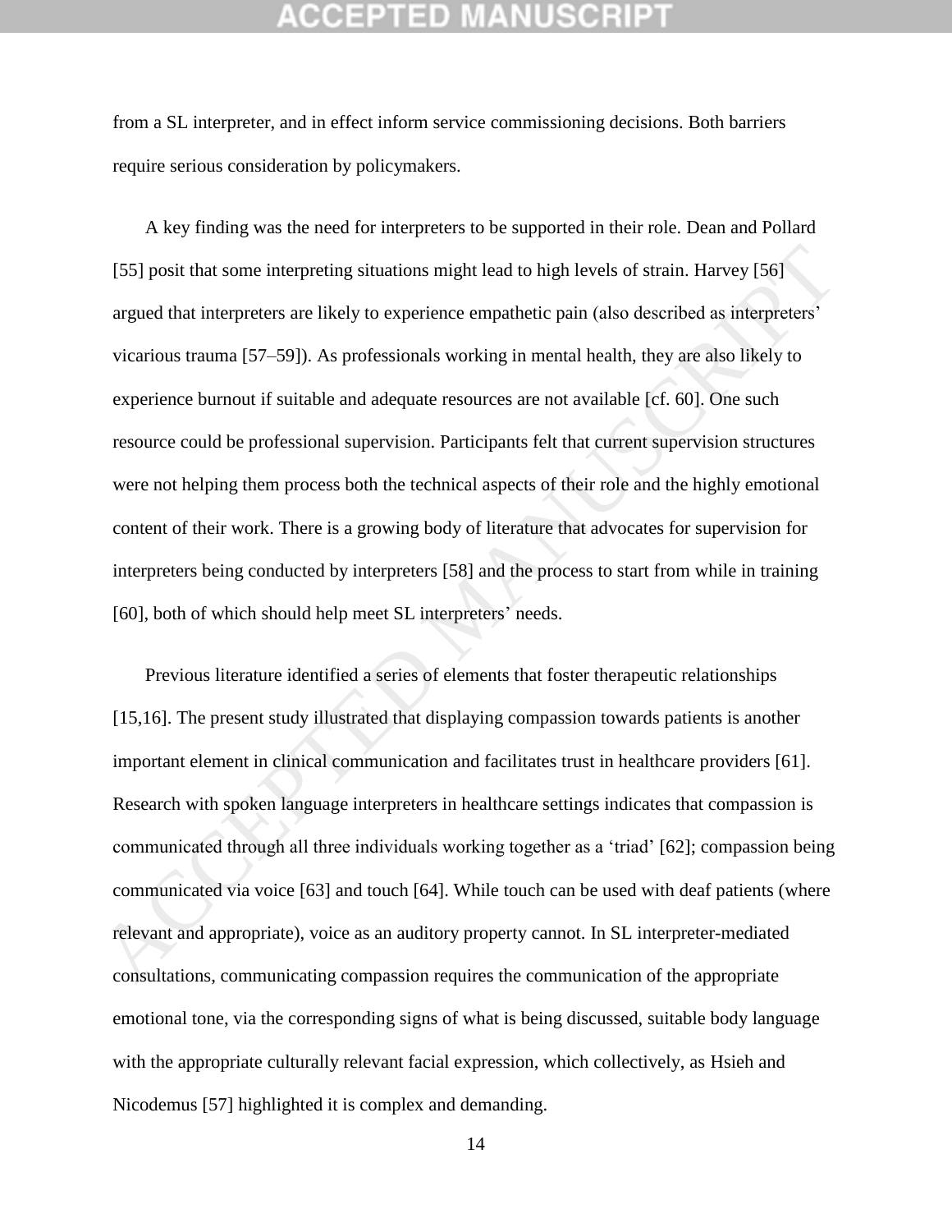from a SL interpreter, and in effect inform service commissioning decisions. Both barriers require serious consideration by policymakers.

A key finding was the need for interpreters to be supported in their role. Dean and Pollard [55] posit that some interpreting situations might lead to high levels of strain. Harvey [56] argued that interpreters are likely to experience empathetic pain (also described as interpreters' vicarious trauma [57–59]). As professionals working in mental health, they are also likely to experience burnout if suitable and adequate resources are not available [cf. 60]. One such resource could be professional supervision. Participants felt that current supervision structures were not helping them process both the technical aspects of their role and the highly emotional content of their work. There is a growing body of literature that advocates for supervision for interpreters being conducted by interpreters [58] and the process to start from while in training [60], both of which should help meet SL interpreters' needs.

Previous literature identified a series of elements that foster therapeutic relationships [15,16]. The present study illustrated that displaying compassion towards patients is another important element in clinical communication and facilitates trust in healthcare providers [61]. Research with spoken language interpreters in healthcare settings indicates that compassion is communicated through all three individuals working together as a 'triad' [62]; compassion being communicated via voice [63] and touch [64]. While touch can be used with deaf patients (where relevant and appropriate), voice as an auditory property cannot. In SL interpreter-mediated consultations, communicating compassion requires the communication of the appropriate emotional tone, via the corresponding signs of what is being discussed, suitable body language with the appropriate culturally relevant facial expression, which collectively, as Hsieh and Nicodemus [57] highlighted it is complex and demanding.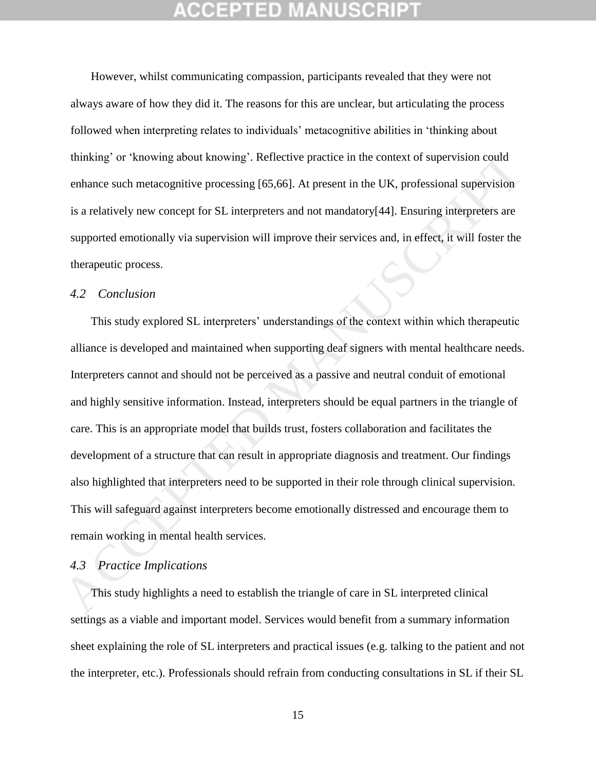However, whilst communicating compassion, participants revealed that they were not always aware of how they did it. The reasons for this are unclear, but articulating the process followed when interpreting relates to individuals' metacognitive abilities in 'thinking about thinking' or 'knowing about knowing'. Reflective practice in the context of supervision could enhance such metacognitive processing [65,66]. At present in the UK, professional supervision is a relatively new concept for SL interpreters and not mandatory[44]. Ensuring interpreters are supported emotionally via supervision will improve their services and, in effect, it will foster the therapeutic process.

### *4.2 Conclusion*

This study explored SL interpreters' understandings of the context within which therapeutic alliance is developed and maintained when supporting deaf signers with mental healthcare needs. Interpreters cannot and should not be perceived as a passive and neutral conduit of emotional and highly sensitive information. Instead, interpreters should be equal partners in the triangle of care. This is an appropriate model that builds trust, fosters collaboration and facilitates the development of a structure that can result in appropriate diagnosis and treatment. Our findings also highlighted that interpreters need to be supported in their role through clinical supervision. This will safeguard against interpreters become emotionally distressed and encourage them to remain working in mental health services.

### *4.3 Practice Implications*

This study highlights a need to establish the triangle of care in SL interpreted clinical settings as a viable and important model. Services would benefit from a summary information sheet explaining the role of SL interpreters and practical issues (e.g. talking to the patient and not the interpreter, etc.). Professionals should refrain from conducting consultations in SL if their SL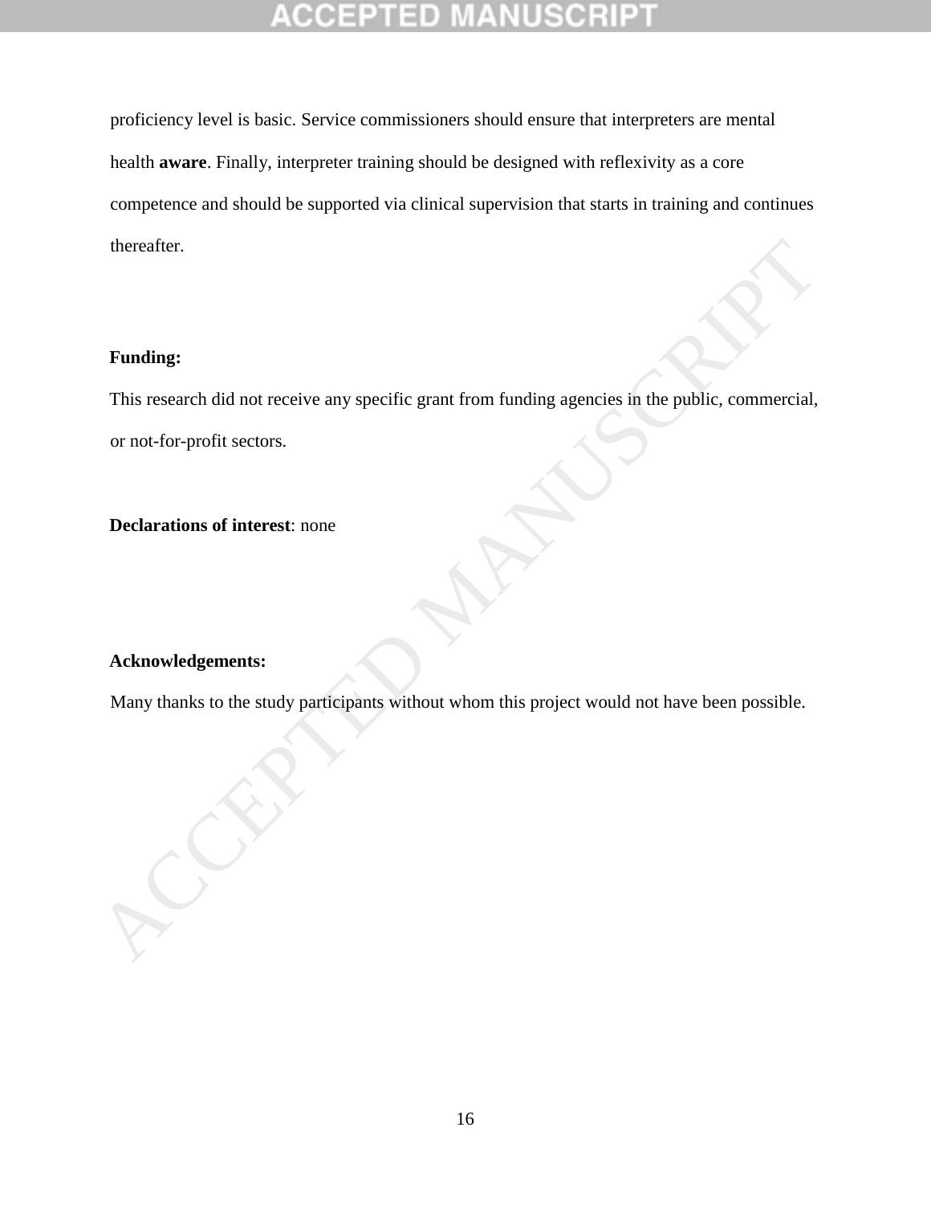proficiency level is basic. Service commissioners should ensure that interpreters are mental health **aware**. Finally, interpreter training should be designed with reflexivity as a core competence and should be supported via clinical supervision that starts in training and continues thereafter.

**Funding:**

This research did not receive any specific grant from funding agencies in the public, commercial, or not-for-profit sectors.

**Declarations of interest**: none

**Acknowledgements:**

Many thanks to the study participants without whom this project would not have been possible.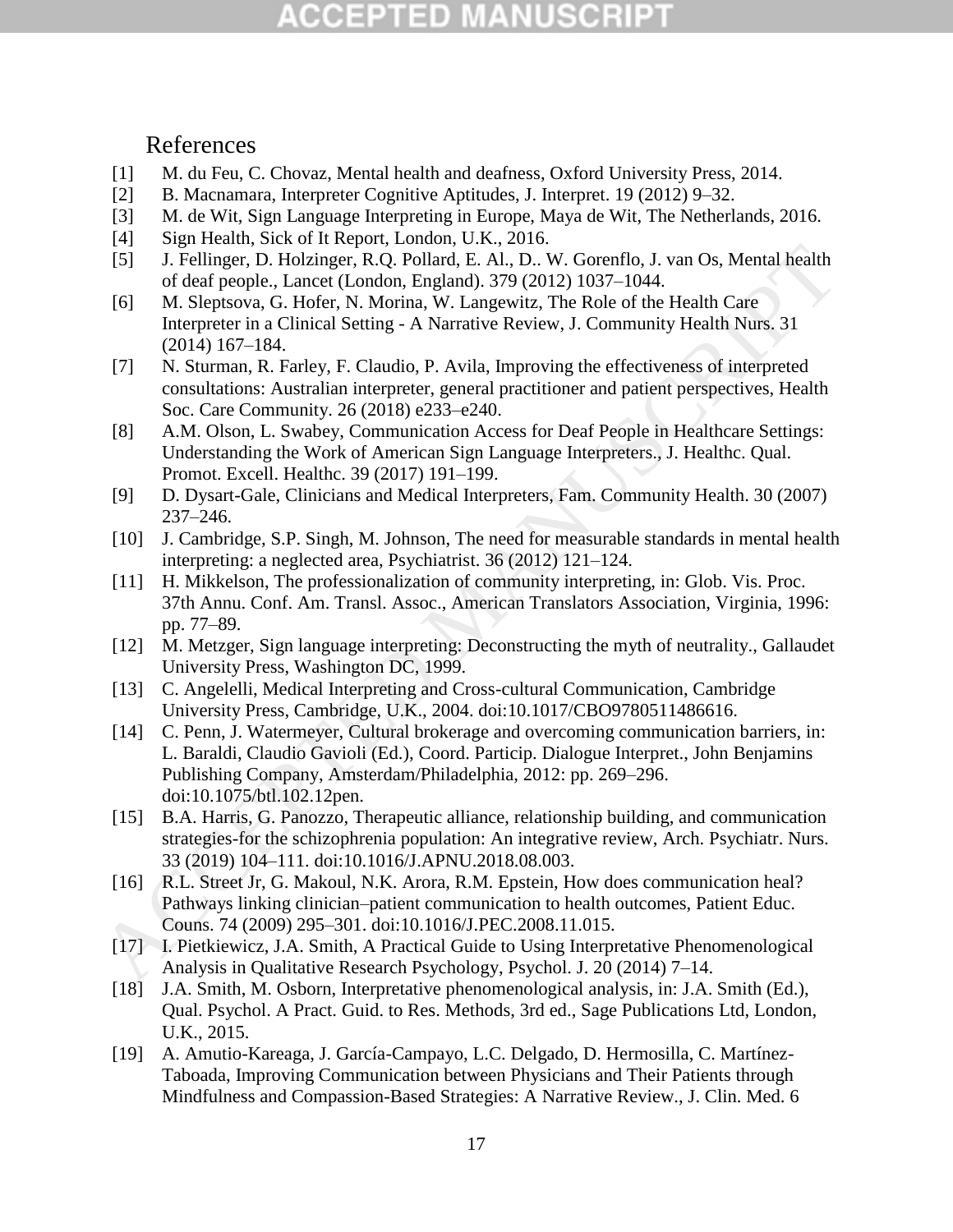# References

[1] M. du Feu, C. Chovaz, Mental health and deafness, Oxford University Press, 2014.

[2] B. Macnamara, Interpreter Cognitive Aptitudes, J. Interpret. 19 (2012) 9–32.

[3] M. de Wit, Sign Language Interpreting in Europe, Maya de Wit, The Netherlands, 2016.

[4] Sign Health, Sick of It Report, London, U.K., 2016.

[5] J. Fellinger, D. Holzinger, R.Q. Pollard, E. Al., D.. W. Gorenflo, J. van Os, Mental health of deaf people., Lancet (London, England). 379 (2012) 1037–1044.

[6] M. Sleptsova, G. Hofer, N. Morina, W. Langewitz, The Role of the Health Care Interpreter in a Clinical Setting - A Narrative Review, J. Community Health Nurs. 31 (2014) 167–184.

[7] N. Sturman, R. Farley, F. Claudio, P. Avila, Improving the effectiveness of interpreted consultations: Australian interpreter, general practitioner and patient perspectives, Health Soc. Care Community. 26 (2018) e233–e240.

[8] A.M. Olson, L. Swabey, Communication Access for Deaf People in Healthcare Settings: Understanding the Work of American Sign Language Interpreters., J. Healthc. Qual. Promot. Excell. Healthc. 39 (2017) 191–199.

[9] D. Dysart-Gale, Clinicians and Medical Interpreters, Fam. Community Health. 30 (2007) 237–246.

[10] J. Cambridge, S.P. Singh, M. Johnson, The need for measurable standards in mental health interpreting: a neglected area, Psychiatrist. 36 (2012) 121–124.

[11] H. Mikkelson, The professionalization of community interpreting, in: Glob. Vis. Proc. 37th Annu. Conf. Am. Transl. Assoc., American Translators Association, Virginia, 1996: pp. 77–89.

[12] M. Metzger, Sign language interpreting: Deconstructing the myth of neutrality., Gallaudet University Press, Washington DC, 1999.

[13] C. Angelelli, Medical Interpreting and Cross-cultural Communication, Cambridge University Press, Cambridge, U.K., 2004. doi:10.1017/CBO9780511486616.

[14] C. Penn, J. Watermeyer, Cultural brokerage and overcoming communication barriers, in: L. Baraldi, Claudio Gavioli (Ed.), Coord. Particip. Dialogue Interpret., John Benjamins Publishing Company, Amsterdam/Philadelphia, 2012: pp. 269–296. doi:10.1075/btl.102.12pen.

[15] B.A. Harris, G. Panozzo, Therapeutic alliance, relationship building, and communication strategies-for the schizophrenia population: An integrative review, Arch. Psychiatr. Nurs. 33 (2019) 104–111. doi:10.1016/J.APNU.2018.08.003.

[16] R.L. Street Jr, G. Makoul, N.K. Arora, R.M. Epstein, How does communication heal? Pathways linking clinician–patient communication to health outcomes, Patient Educ. Couns. 74 (2009) 295–301. doi:10.1016/J.PEC.2008.11.015.

[17] I. Pietkiewicz, J.A. Smith, A Practical Guide to Using Interpretative Phenomenological Analysis in Qualitative Research Psychology, Psychol. J. 20 (2014) 7–14.

[18] J.A. Smith, M. Osborn, Interpretative phenomenological analysis, in: J.A. Smith (Ed.), Qual. Psychol. A Pract. Guid. to Res. Methods, 3rd ed., Sage Publications Ltd, London, U.K., 2015.

[19] A. Amutio-Kareaga, J. García-Campayo, L.C. Delgado, D. Hermosilla, C. Martínez-Taboada, Improving Communication between Physicians and Their Patients through Mindfulness and Compassion-Based Strategies: A Narrative Review., J. Clin. Med. 6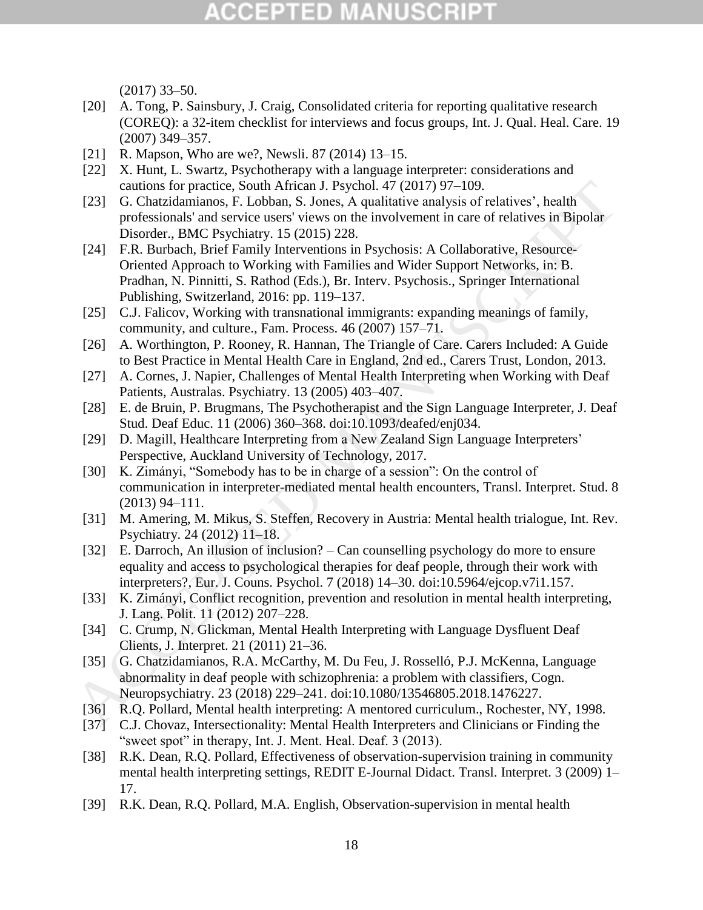(2017) 33–50.

[20] A. Tong, P. Sainsbury, J. Craig, Consolidated criteria for reporting qualitative research (COREQ): a 32-item checklist for interviews and focus groups, Int. J. Qual. Heal. Care. 19 (2007) 349–357.

[21] R. Mapson, Who are we?, Newsli. 87 (2014) 13–15.

[22] X. Hunt, L. Swartz, Psychotherapy with a language interpreter: considerations and cautions for practice, South African J. Psychol. 47 (2017) 97–109.

[23] G. Chatzidamianos, F. Lobban, S. Jones, A qualitative analysis of relatives', health professionals' and service users' views on the involvement in care of relatives in Bipolar Disorder., BMC Psychiatry. 15 (2015) 228.

[24] F.R. Burbach, Brief Family Interventions in Psychosis: A Collaborative, Resource-Oriented Approach to Working with Families and Wider Support Networks, in: B. Pradhan, N. Pinnitti, S. Rathod (Eds.), Br. Interv. Psychosis., Springer International Publishing, Switzerland, 2016: pp. 119–137.

[25] C.J. Falicov, Working with transnational immigrants: expanding meanings of family, community, and culture., Fam. Process. 46 (2007) 157–71.

[26] A. Worthington, P. Rooney, R. Hannan, The Triangle of Care. Carers Included: A Guide to Best Practice in Mental Health Care in England, 2nd ed., Carers Trust, London, 2013.

[27] A. Cornes, J. Napier, Challenges of Mental Health Interpreting when Working with Deaf Patients, Australas. Psychiatry. 13 (2005) 403–407.

[28] E. de Bruin, P. Brugmans, The Psychotherapist and the Sign Language Interpreter, J. Deaf Stud. Deaf Educ. 11 (2006) 360–368. doi:10.1093/deafed/enj034.

[29] D. Magill, Healthcare Interpreting from a New Zealand Sign Language Interpreters' Perspective, Auckland University of Technology, 2017.

[30] K. Zimányi, "Somebody has to be in charge of a session": On the control of communication in interpreter-mediated mental health encounters, Transl. Interpret. Stud. 8 (2013) 94–111.

[31] M. Amering, M. Mikus, S. Steffen, Recovery in Austria: Mental health trialogue, Int. Rev. Psychiatry. 24 (2012) 11–18.

[32] E. Darroch, An illusion of inclusion? – Can counselling psychology do more to ensure equality and access to psychological therapies for deaf people, through their work with interpreters?, Eur. J. Couns. Psychol. 7 (2018) 14–30. doi:10.5964/ejcop.v7i1.157.

[33] K. Zimányi, Conflict recognition, prevention and resolution in mental health interpreting, J. Lang. Polit. 11 (2012) 207–228.

[34] C. Crump, N. Glickman, Mental Health Interpreting with Language Dysfluent Deaf Clients, J. Interpret. 21 (2011) 21–36.

[35] G. Chatzidamianos, R.A. McCarthy, M. Du Feu, J. Rosselló, P.J. McKenna, Language abnormality in deaf people with schizophrenia: a problem with classifiers, Cogn. Neuropsychiatry. 23 (2018) 229–241. doi:10.1080/13546805.2018.1476227.

[36] R.Q. Pollard, Mental health interpreting: A mentored curriculum., Rochester, NY, 1998.

[37] C.J. Chovaz, Intersectionality: Mental Health Interpreters and Clinicians or Finding the "sweet spot" in therapy, Int. J. Ment. Heal. Deaf. 3 (2013).

[38] R.K. Dean, R.Q. Pollard, Effectiveness of observation-supervision training in community mental health interpreting settings, REDIT E-Journal Didact. Transl. Interpret. 3 (2009) 1–17.

[39] R.K. Dean, R.Q. Pollard, M.A. English, Observation-supervision in mental health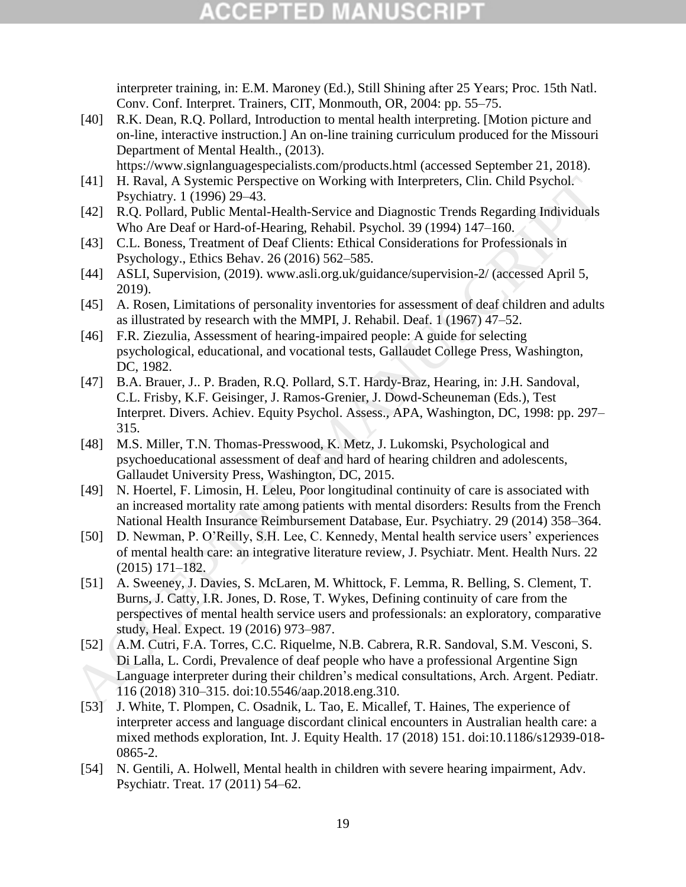interpreter training, in: E.M. Maroney (Ed.), Still Shining after 25 Years; Proc. 15th Natl. Conv. Conf. Interpret. Trainers, CIT, Monmouth, OR, 2004: pp. 55–75.

[40] R.K. Dean, R.Q. Pollard, Introduction to mental health interpreting. [Motion picture and on-line, interactive instruction.] An on-line training curriculum produced for the Missouri Department of Mental Health., (2013). https://www.signlanguagespecialists.com/products.html (accessed September 21, 2018).

[41] H. Raval, A Systemic Perspective on Working with Interpreters, Clin. Child Psychol. Psychiatry. 1 (1996) 29–43.

[42] R.Q. Pollard, Public Mental-Health-Service and Diagnostic Trends Regarding Individuals Who Are Deaf or Hard-of-Hearing, Rehabil. Psychol. 39 (1994) 147–160.

[43] C.L. Boness, Treatment of Deaf Clients: Ethical Considerations for Professionals in Psychology., Ethics Behav. 26 (2016) 562–585.

[44] ASLI, Supervision, (2019). www.asli.org.uk/guidance/supervision-2/ (accessed April 5, 2019).

[45] A. Rosen, Limitations of personality inventories for assessment of deaf children and adults as illustrated by research with the MMPI, J. Rehabil. Deaf. 1 (1967) 47–52.

[46] F.R. Ziezulia, Assessment of hearing-impaired people: A guide for selecting psychological, educational, and vocational tests, Gallaudet College Press, Washington, DC, 1982.

[47] B.A. Brauer, J.. P. Braden, R.Q. Pollard, S.T. Hardy-Braz, Hearing, in: J.H. Sandoval, C.L. Frisby, K.F. Geisinger, J. Ramos-Grenier, J. Dowd-Scheuneman (Eds.), Test Interpret. Divers. Achiev. Equity Psychol. Assess., APA, Washington, DC, 1998: pp. 297–315.

[48] M.S. Miller, T.N. Thomas-Presswood, K. Metz, J. Lukomski, Psychological and psychoeducational assessment of deaf and hard of hearing children and adolescents, Gallaudet University Press, Washington, DC, 2015.

[49] N. Hoertel, F. Limosin, H. Leleu, Poor longitudinal continuity of care is associated with an increased mortality rate among patients with mental disorders: Results from the French National Health Insurance Reimbursement Database, Eur. Psychiatry. 29 (2014) 358–364.

[50] D. Newman, P. O'Reilly, S.H. Lee, C. Kennedy, Mental health service users' experiences of mental health care: an integrative literature review, J. Psychiatr. Ment. Health Nurs. 22 (2015) 171–182.

[51] A. Sweeney, J. Davies, S. McLaren, M. Whittock, F. Lemma, R. Belling, S. Clement, T. Burns, J. Catty, I.R. Jones, D. Rose, T. Wykes, Defining continuity of care from the perspectives of mental health service users and professionals: an exploratory, comparative study, Heal. Expect. 19 (2016) 973–987.

[52] A.M. Cutri, F.A. Torres, C.C. Riquelme, N.B. Cabrera, R.R. Sandoval, S.M. Vesconi, S. Di Lalla, L. Cordi, Prevalence of deaf people who have a professional Argentine Sign Language interpreter during their children's medical consultations, Arch. Argent. Pediatr. 116 (2018) 310–315. doi:10.5546/aap.2018.eng.310.

[53] J. White, T. Plompen, C. Osadnik, L. Tao, E. Micallef, T. Haines, The experience of interpreter access and language discordant clinical encounters in Australian health care: a mixed methods exploration, Int. J. Equity Health. 17 (2018) 151. doi:10.1186/s12939-018-0865-2.

[54] N. Gentili, A. Holwell, Mental health in children with severe hearing impairment, Adv. Psychiatr. Treat. 17 (2011) 54–62.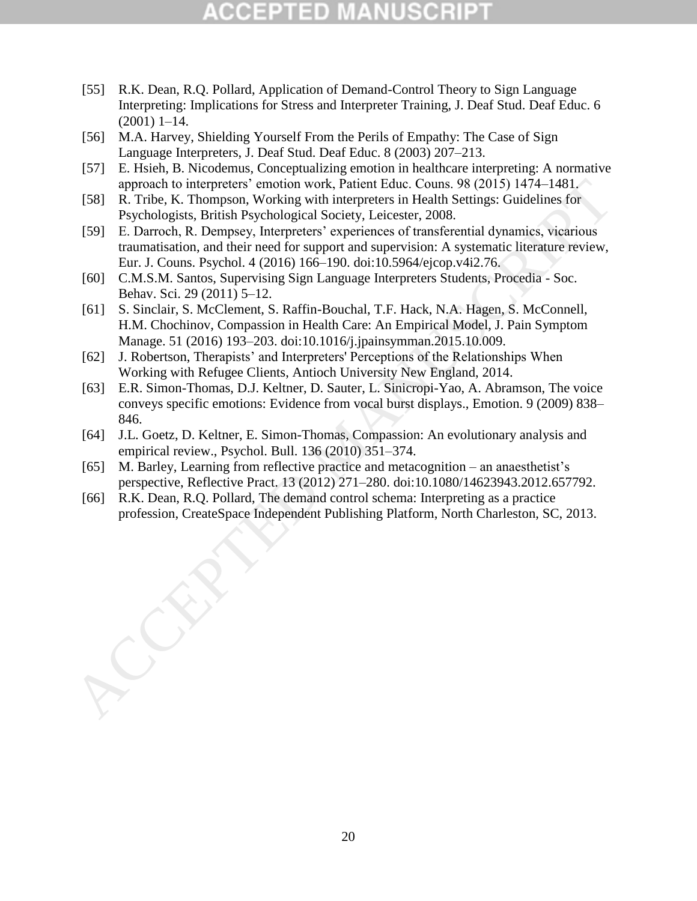[55] R.K. Dean, R.Q. Pollard, Application of Demand-Control Theory to Sign Language Interpreting: Implications for Stress and Interpreter Training, J. Deaf Stud. Deaf Educ. 6 (2001) 1–14.

[56] M.A. Harvey, Shielding Yourself From the Perils of Empathy: The Case of Sign Language Interpreters, J. Deaf Stud. Deaf Educ. 8 (2003) 207–213.

[57] E. Hsieh, B. Nicodemus, Conceptualizing emotion in healthcare interpreting: A normative approach to interpreters' emotion work, Patient Educ. Couns. 98 (2015) 1474–1481.

[58] R. Tribe, K. Thompson, Working with interpreters in Health Settings: Guidelines for Psychologists, British Psychological Society, Leicester, 2008.

[59] E. Darroch, R. Dempsey, Interpreters' experiences of transferential dynamics, vicarious traumatisation, and their need for support and supervision: A systematic literature review, Eur. J. Couns. Psychol. 4 (2016) 166–190. doi:10.5964/ejcop.v4i2.76.

[60] C.M.S.M. Santos, Supervising Sign Language Interpreters Students, Procedia - Soc. Behav. Sci. 29 (2011) 5–12.

[61] S. Sinclair, S. McClement, S. Raffin-Bouchal, T.F. Hack, N.A. Hagen, S. McConnell, H.M. Chochinov, Compassion in Health Care: An Empirical Model, J. Pain Symptom Manage. 51 (2016) 193–203. doi:10.1016/j.jpainsymman.2015.10.009.

[62] J. Robertson, Therapists' and Interpreters' Perceptions of the Relationships When Working with Refugee Clients, Antioch University New England, 2014.

[63] E.R. Simon-Thomas, D.J. Keltner, D. Sauter, L. Sinicropi-Yao, A. Abramson, The voice conveys specific emotions: Evidence from vocal burst displays., Emotion. 9 (2009) 838–846.

[64] J.L. Goetz, D. Keltner, E. Simon-Thomas, Compassion: An evolutionary analysis and empirical review., Psychol. Bull. 136 (2010) 351–374.

[65] M. Barley, Learning from reflective practice and metacognition – an anaesthetist's perspective, Reflective Pract. 13 (2012) 271–280. doi:10.1080/14623943.2012.657792.

[66] R.K. Dean, R.Q. Pollard, The demand control schema: Interpreting as a practice profession, CreateSpace Independent Publishing Platform, North Charleston, SC, 2013.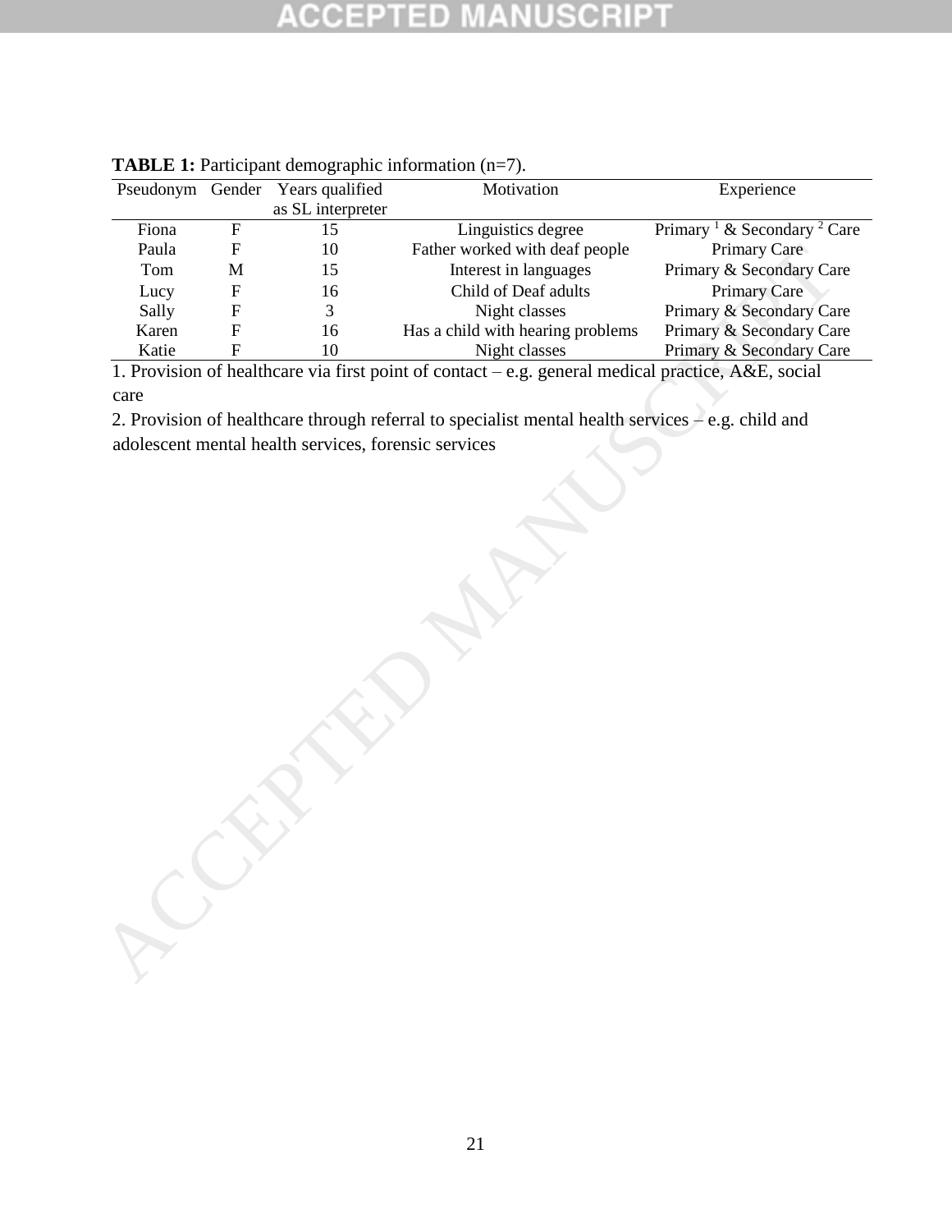**TABLE 1:** Participant demographic information (n=7).

| Pseudonym | Gender | Years qualified as SL interpreter | Motivation | Experience |
|---|---|---|---|---|
| Fiona | F | 15 | Linguistics degree | Primary [1] & Secondary [2] Care |
| Paula | F | 10 | Father worked with deaf people | Primary Care |
| Tom | M | 15 | Interest in languages | Primary & Secondary Care |
| Lucy | F | 16 | Child of Deaf adults | Primary Care |
| Sally | F | 3 | Night classes | Primary & Secondary Care |
| Karen | F | 16 | Has a child with hearing problems | Primary & Secondary Care |
| Katie | F | 10 | Night classes | Primary & Secondary Care |

1. Provision of healthcare via first point of contact – e.g. general medical practice, A&E, social care

2. Provision of healthcare through referral to specialist mental health services – e.g. child and adolescent mental health services, forensic services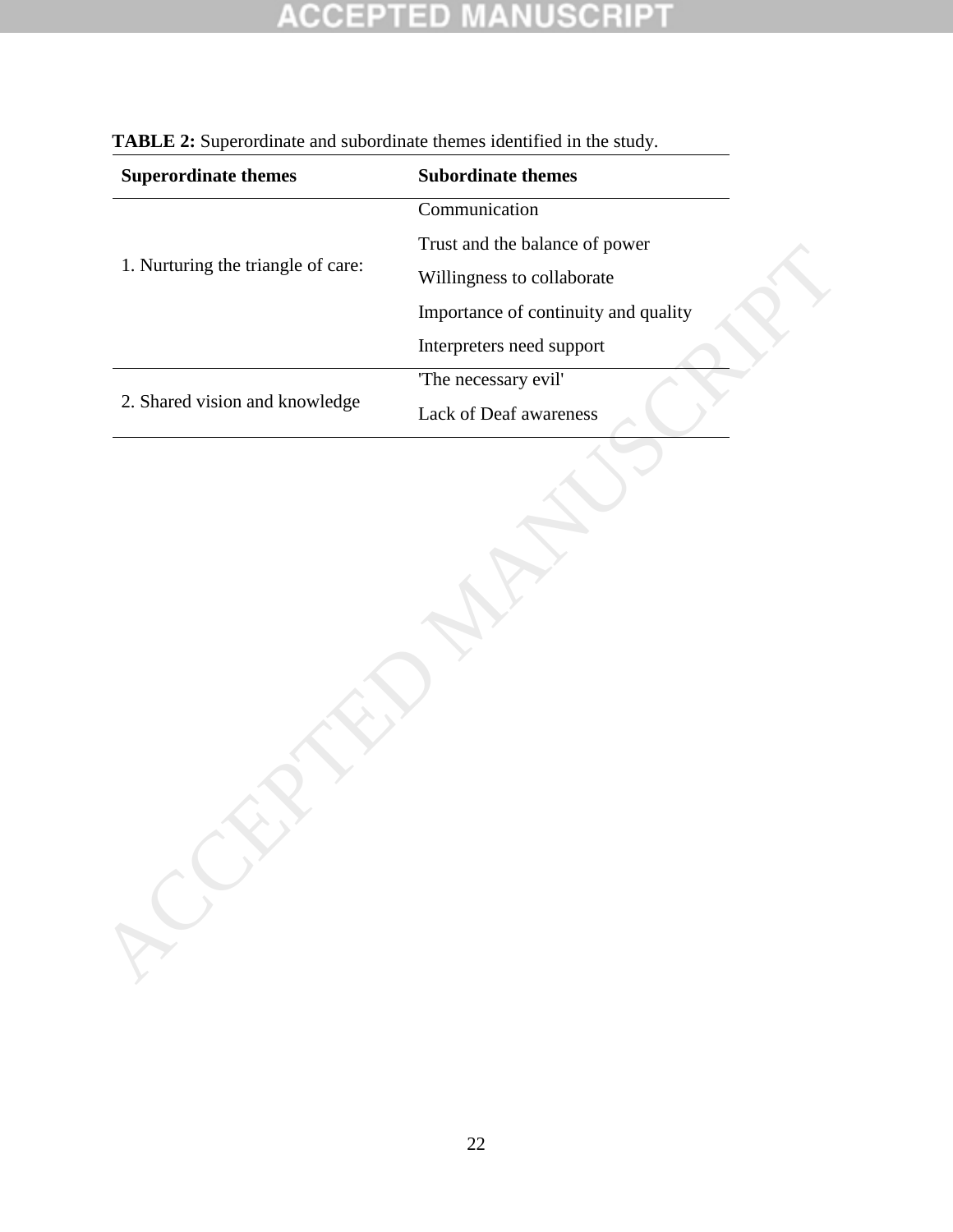**TABLE 2:** Superordinate and subordinate themes identified in the study.

| Superordinate themes | Subordinate themes |
|---|---|
| 1. Nurturing the triangle of care: | Communication |
| | Trust and the balance of power |
| | Willingness to collaborate |
| | Importance of continuity and quality |
| | Interpreters need support |
| 2. Shared vision and knowledge | 'The necessary evil' |
| | Lack of Deaf awareness |